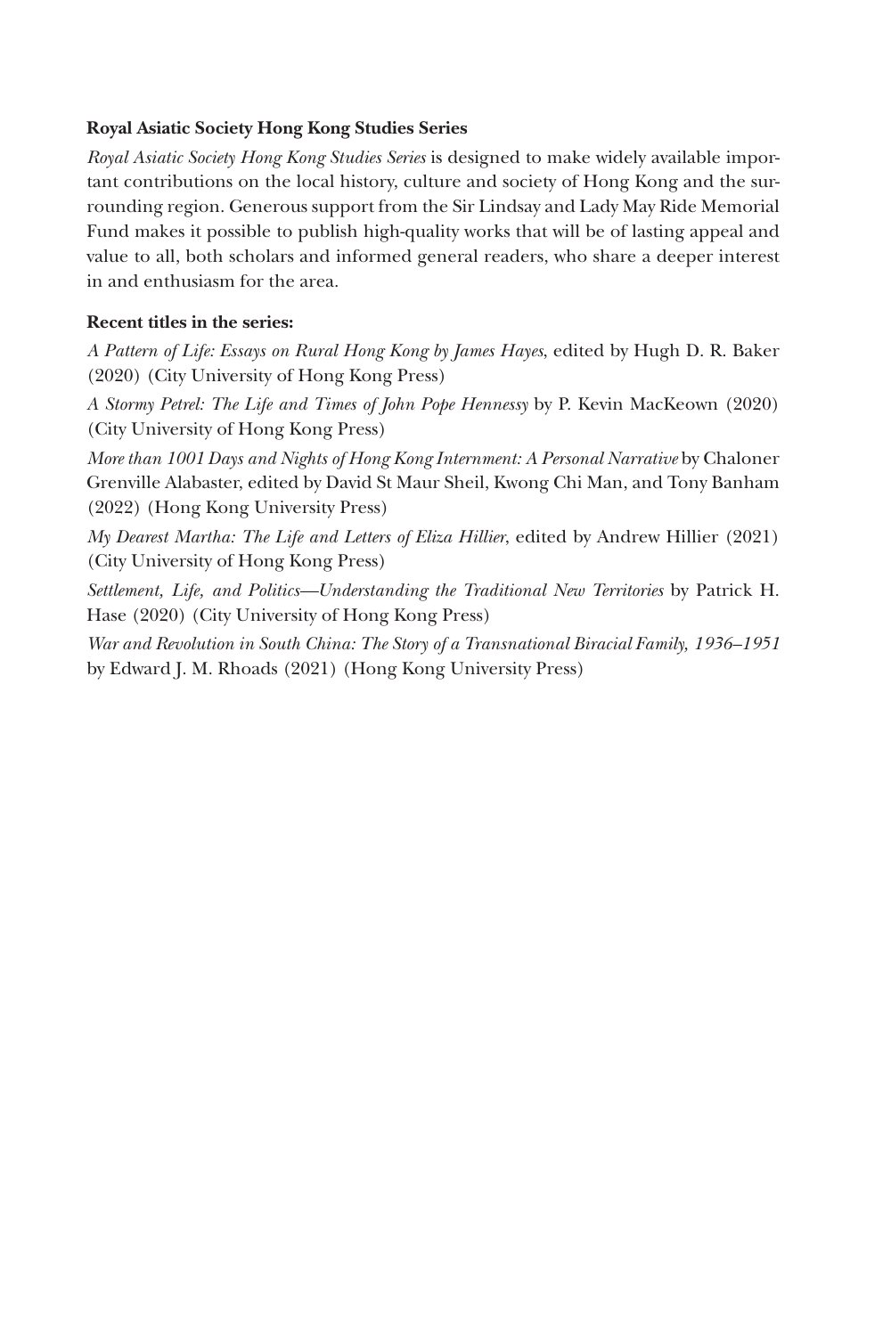**Royal Asiatic Society Hong Kong Studies Series**

*Royal Asiatic Society Hong Kong Studies Series* is designed to make widely available important contributions on the local history, culture and society of Hong Kong and the surrounding region. Generous support from the Sir Lindsay and Lady May Ride Memorial Fund makes it possible to publish high-quality works that will be of lasting appeal and value to all, both scholars and informed general readers, who share a deeper interest in and enthusiasm for the area.

**Recent titles in the series:**

*A Pattern of Life: Essays on Rural Hong Kong by James Hayes*, edited by Hugh D. R. Baker (2020) (City University of Hong Kong Press)

*A Stormy Petrel: The Life and Times of John Pope Hennessy* by P. Kevin MacKeown (2020) (City University of Hong Kong Press)

*More than 1001 Days and Nights of Hong Kong Internment: A Personal Narrative* by Chaloner Grenville Alabaster, edited by David St Maur Sheil, Kwong Chi Man, and Tony Banham (2022) (Hong Kong University Press)

*My Dearest Martha: The Life and Letters of Eliza Hillier*, edited by Andrew Hillier (2021) (City University of Hong Kong Press)

*Settlement, Life, and Politics—Understanding the Traditional New Territories* by Patrick H. Hase (2020) (City University of Hong Kong Press)

*War and Revolution in South China: The Story of a Transnational Biracial Family, 1936–1951* by Edward J. M. Rhoads (2021) (Hong Kong University Press)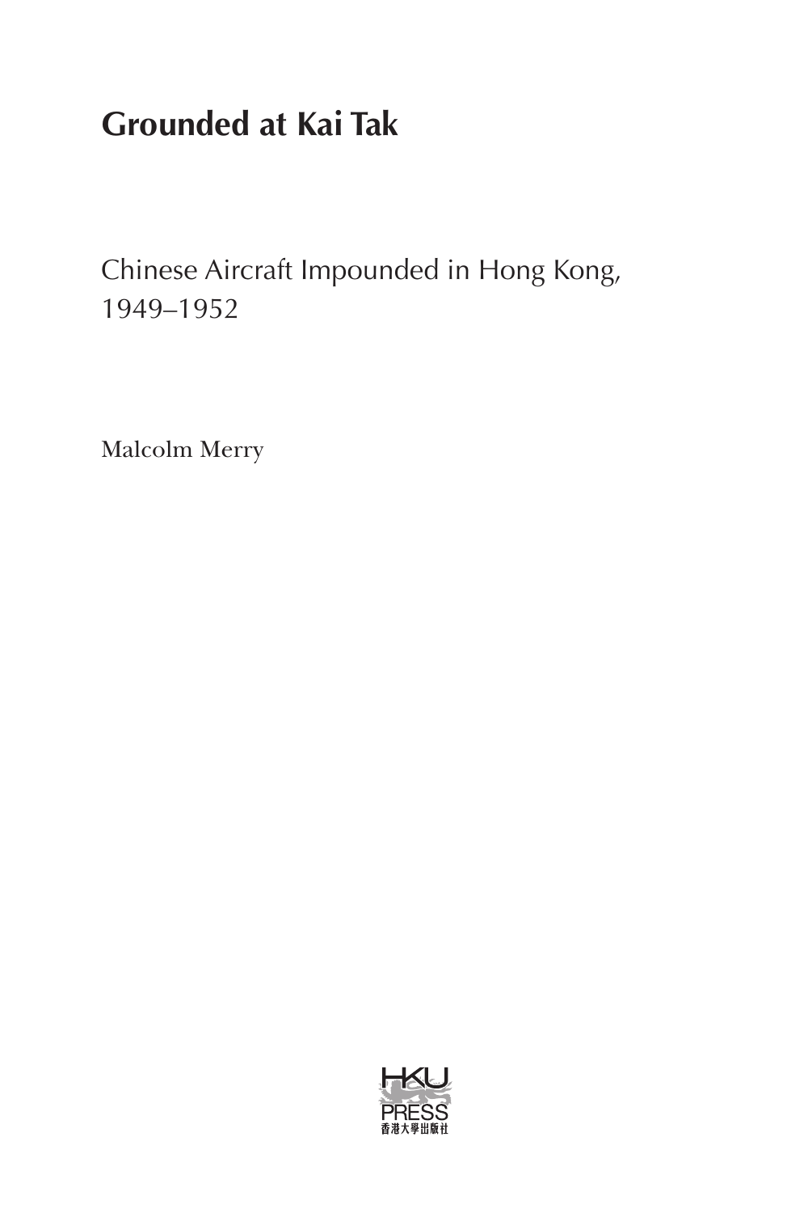# Grounded at Kai Tak

## Chinese Aircraft Impounded in Hong Kong, 1949–1952

Malcolm Merry

HKU PRESS
香港大學出版社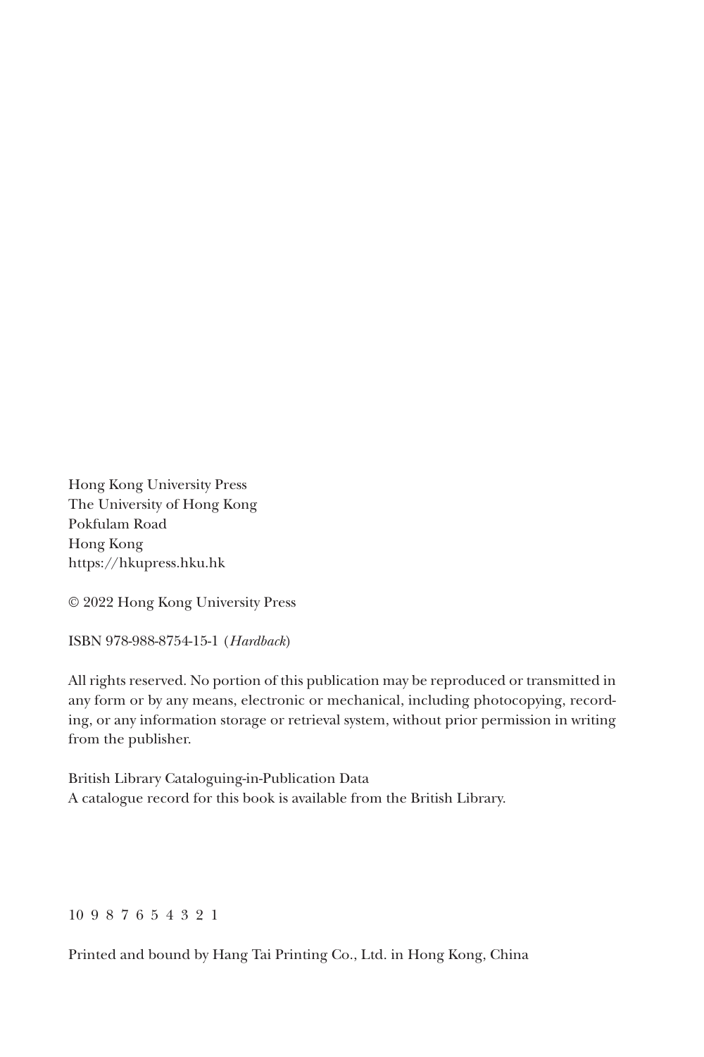Hong Kong University Press
The University of Hong Kong
Pokfulam Road
Hong Kong
https://hkupress.hku.hk

© 2022 Hong Kong University Press

ISBN 978-988-8754-15-1 (*Hardback*)

All rights reserved. No portion of this publication may be reproduced or transmitted in any form or by any means, electronic or mechanical, including photocopying, recording, or any information storage or retrieval system, without prior permission in writing from the publisher.

British Library Cataloguing-in-Publication Data
A catalogue record for this book is available from the British Library.

10 9 8 7 6 5 4 3 2 1

Printed and bound by Hang Tai Printing Co., Ltd. in Hong Kong, China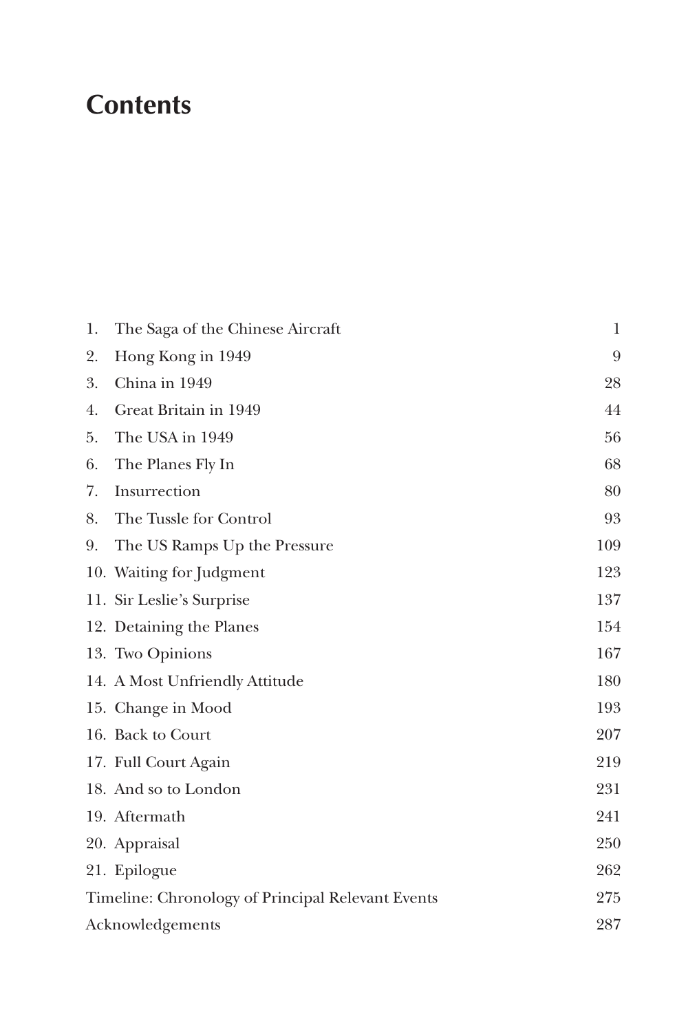# Contents

| | | |
|---|---|---|
| 1. | The Saga of the Chinese Aircraft | 1 |
| 2. | Hong Kong in 1949 | 9 |
| 3. | China in 1949 | 28 |
| 4. | Great Britain in 1949 | 44 |
| 5. | The USA in 1949 | 56 |
| 6. | The Planes Fly In | 68 |
| 7. | Insurrection | 80 |
| 8. | The Tussle for Control | 93 |
| 9. | The US Ramps Up the Pressure | 109 |
| 10. | Waiting for Judgment | 123 |
| 11. | Sir Leslie's Surprise | 137 |
| 12. | Detaining the Planes | 154 |
| 13. | Two Opinions | 167 |
| 14. | A Most Unfriendly Attitude | 180 |
| 15. | Change in Mood | 193 |
| 16. | Back to Court | 207 |
| 17. | Full Court Again | 219 |
| 18. | And so to London | 231 |
| 19. | Aftermath | 241 |
| 20. | Appraisal | 250 |
| 21. | Epilogue | 262 |
| | Timeline: Chronology of Principal Relevant Events | 275 |
| | Acknowledgements | 287 |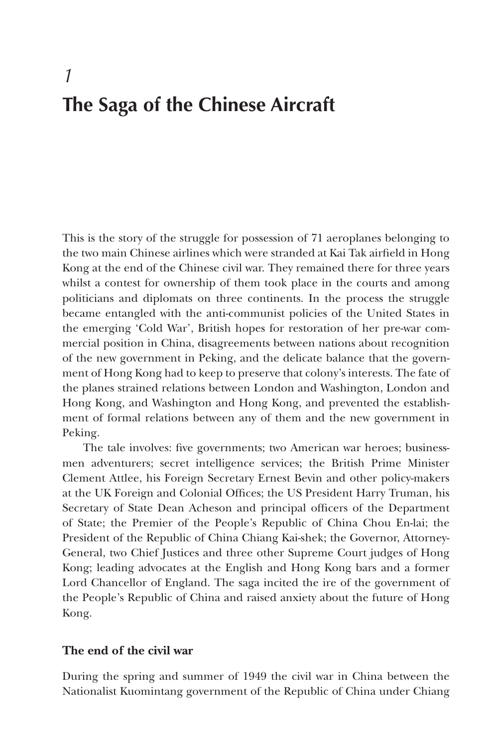# 1
# The Saga of the Chinese Aircraft

This is the story of the struggle for possession of 71 aeroplanes belonging to the two main Chinese airlines which were stranded at Kai Tak airfield in Hong Kong at the end of the Chinese civil war. They remained there for three years whilst a contest for ownership of them took place in the courts and among politicians and diplomats on three continents. In the process the struggle became entangled with the anti-communist policies of the United States in the emerging 'Cold War', British hopes for restoration of her pre-war commercial position in China, disagreements between nations about recognition of the new government in Peking, and the delicate balance that the government of Hong Kong had to keep to preserve that colony's interests. The fate of the planes strained relations between London and Washington, London and Hong Kong, and Washington and Hong Kong, and prevented the establishment of formal relations between any of them and the new government in Peking.

The tale involves: five governments; two American war heroes; businessmen adventurers; secret intelligence services; the British Prime Minister Clement Attlee, his Foreign Secretary Ernest Bevin and other policy-makers at the UK Foreign and Colonial Offices; the US President Harry Truman, his Secretary of State Dean Acheson and principal officers of the Department of State; the Premier of the People's Republic of China Chou En-lai; the President of the Republic of China Chiang Kai-shek; the Governor, Attorney-General, two Chief Justices and three other Supreme Court judges of Hong Kong; leading advocates at the English and Hong Kong bars and a former Lord Chancellor of England. The saga incited the ire of the government of the People's Republic of China and raised anxiety about the future of Hong Kong.

### The end of the civil war

During the spring and summer of 1949 the civil war in China between the Nationalist Kuomintang government of the Republic of China under Chiang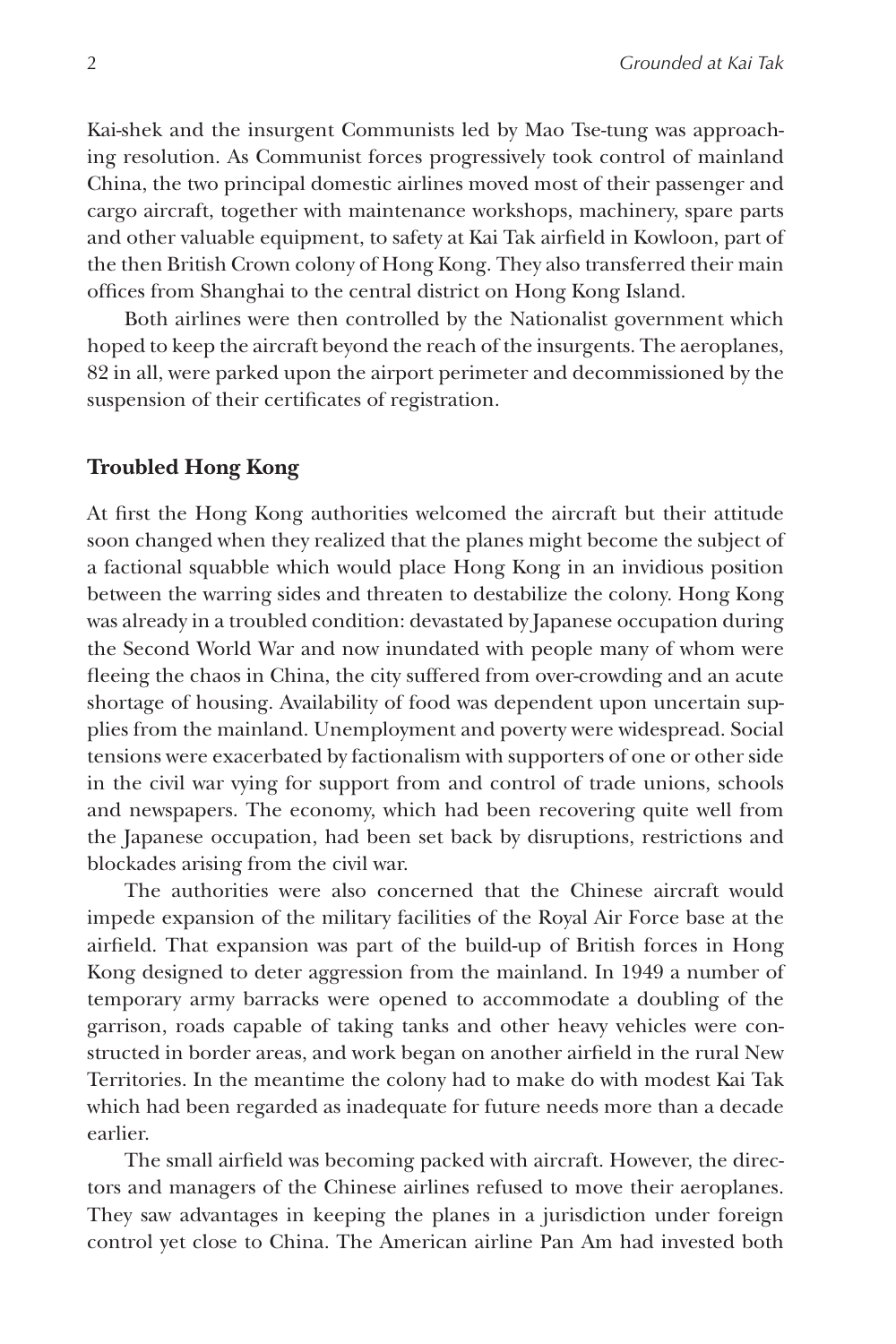Kai-shek and the insurgent Communists led by Mao Tse-tung was approaching resolution. As Communist forces progressively took control of mainland China, the two principal domestic airlines moved most of their passenger and cargo aircraft, together with maintenance workshops, machinery, spare parts and other valuable equipment, to safety at Kai Tak airfield in Kowloon, part of the then British Crown colony of Hong Kong. They also transferred their main offices from Shanghai to the central district on Hong Kong Island.

Both airlines were then controlled by the Nationalist government which hoped to keep the aircraft beyond the reach of the insurgents. The aeroplanes, 82 in all, were parked upon the airport perimeter and decommissioned by the suspension of their certificates of registration.

## Troubled Hong Kong

At first the Hong Kong authorities welcomed the aircraft but their attitude soon changed when they realized that the planes might become the subject of a factional squabble which would place Hong Kong in an invidious position between the warring sides and threaten to destabilize the colony. Hong Kong was already in a troubled condition: devastated by Japanese occupation during the Second World War and now inundated with people many of whom were fleeing the chaos in China, the city suffered from over-crowding and an acute shortage of housing. Availability of food was dependent upon uncertain supplies from the mainland. Unemployment and poverty were widespread. Social tensions were exacerbated by factionalism with supporters of one or other side in the civil war vying for support from and control of trade unions, schools and newspapers. The economy, which had been recovering quite well from the Japanese occupation, had been set back by disruptions, restrictions and blockades arising from the civil war.

The authorities were also concerned that the Chinese aircraft would impede expansion of the military facilities of the Royal Air Force base at the airfield. That expansion was part of the build-up of British forces in Hong Kong designed to deter aggression from the mainland. In 1949 a number of temporary army barracks were opened to accommodate a doubling of the garrison, roads capable of taking tanks and other heavy vehicles were constructed in border areas, and work began on another airfield in the rural New Territories. In the meantime the colony had to make do with modest Kai Tak which had been regarded as inadequate for future needs more than a decade earlier.

The small airfield was becoming packed with aircraft. However, the directors and managers of the Chinese airlines refused to move their aeroplanes. They saw advantages in keeping the planes in a jurisdiction under foreign control yet close to China. The American airline Pan Am had invested both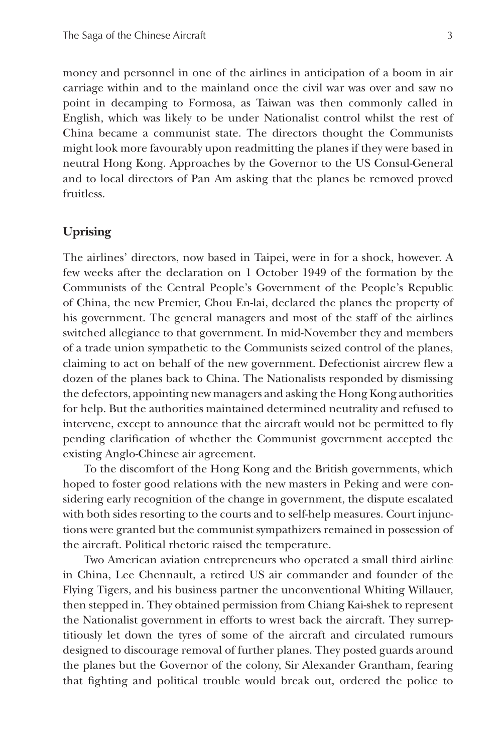money and personnel in one of the airlines in anticipation of a boom in air carriage within and to the mainland once the civil war was over and saw no point in decamping to Formosa, as Taiwan was then commonly called in English, which was likely to be under Nationalist control whilst the rest of China became a communist state. The directors thought the Communists might look more favourably upon readmitting the planes if they were based in neutral Hong Kong. Approaches by the Governor to the US Consul-General and to local directors of Pan Am asking that the planes be removed proved fruitless.

## Uprising

The airlines' directors, now based in Taipei, were in for a shock, however. A few weeks after the declaration on 1 October 1949 of the formation by the Communists of the Central People's Government of the People's Republic of China, the new Premier, Chou En-lai, declared the planes the property of his government. The general managers and most of the staff of the airlines switched allegiance to that government. In mid-November they and members of a trade union sympathetic to the Communists seized control of the planes, claiming to act on behalf of the new government. Defectionist aircrew flew a dozen of the planes back to China. The Nationalists responded by dismissing the defectors, appointing new managers and asking the Hong Kong authorities for help. But the authorities maintained determined neutrality and refused to intervene, except to announce that the aircraft would not be permitted to fly pending clarification of whether the Communist government accepted the existing Anglo-Chinese air agreement.

To the discomfort of the Hong Kong and the British governments, which hoped to foster good relations with the new masters in Peking and were considering early recognition of the change in government, the dispute escalated with both sides resorting to the courts and to self-help measures. Court injunctions were granted but the communist sympathizers remained in possession of the aircraft. Political rhetoric raised the temperature.

Two American aviation entrepreneurs who operated a small third airline in China, Lee Chennault, a retired US air commander and founder of the Flying Tigers, and his business partner the unconventional Whiting Willauer, then stepped in. They obtained permission from Chiang Kai-shek to represent the Nationalist government in efforts to wrest back the aircraft. They surreptitiously let down the tyres of some of the aircraft and circulated rumours designed to discourage removal of further planes. They posted guards around the planes but the Governor of the colony, Sir Alexander Grantham, fearing that fighting and political trouble would break out, ordered the police to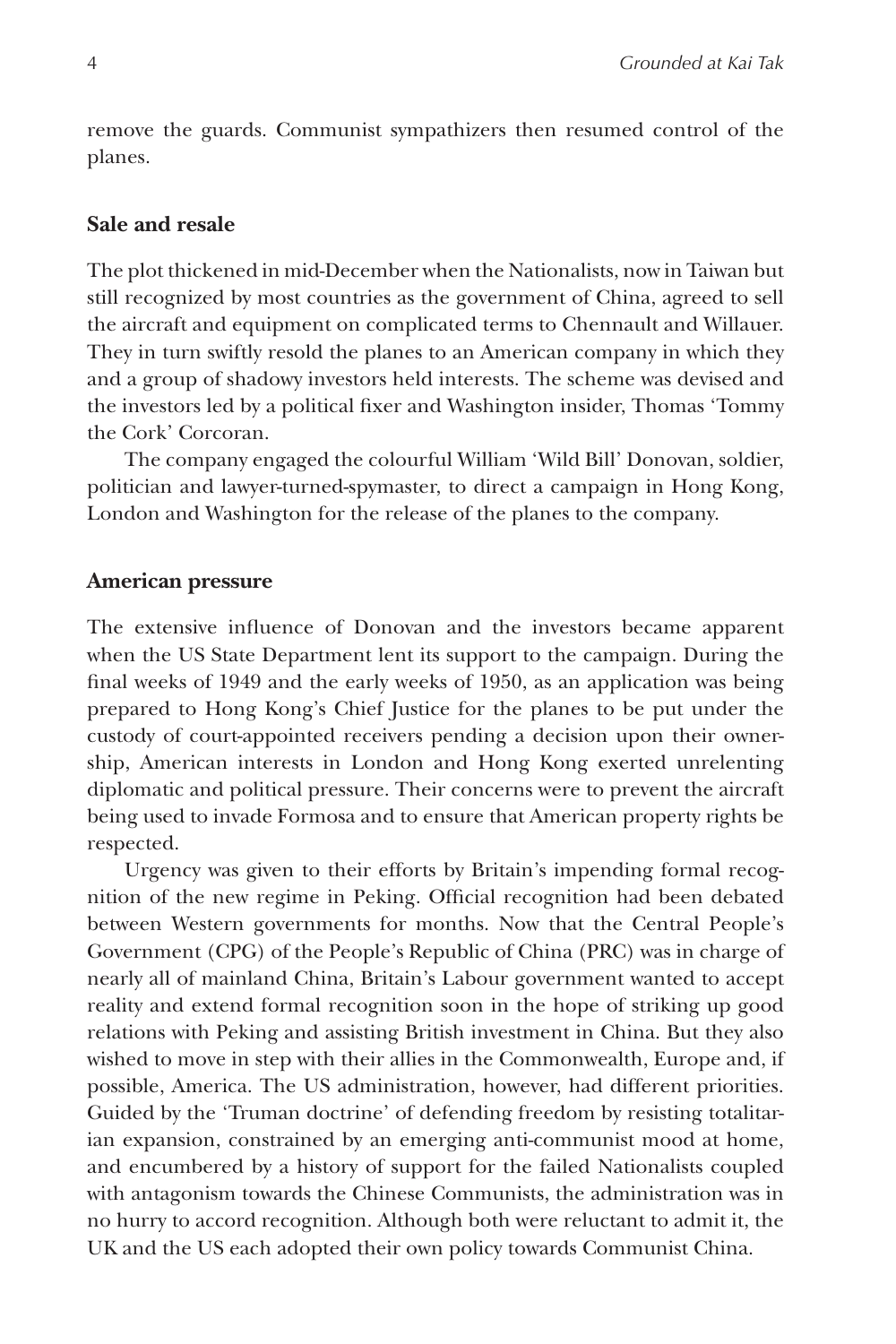remove the guards. Communist sympathizers then resumed control of the planes.

## Sale and resale

The plot thickened in mid-December when the Nationalists, now in Taiwan but still recognized by most countries as the government of China, agreed to sell the aircraft and equipment on complicated terms to Chennault and Willauer. They in turn swiftly resold the planes to an American company in which they and a group of shadowy investors held interests. The scheme was devised and the investors led by a political fixer and Washington insider, Thomas 'Tommy the Cork' Corcoran.

The company engaged the colourful William 'Wild Bill' Donovan, soldier, politician and lawyer-turned-spymaster, to direct a campaign in Hong Kong, London and Washington for the release of the planes to the company.

## American pressure

The extensive influence of Donovan and the investors became apparent when the US State Department lent its support to the campaign. During the final weeks of 1949 and the early weeks of 1950, as an application was being prepared to Hong Kong's Chief Justice for the planes to be put under the custody of court-appointed receivers pending a decision upon their ownership, American interests in London and Hong Kong exerted unrelenting diplomatic and political pressure. Their concerns were to prevent the aircraft being used to invade Formosa and to ensure that American property rights be respected.

Urgency was given to their efforts by Britain's impending formal recognition of the new regime in Peking. Official recognition had been debated between Western governments for months. Now that the Central People's Government (CPG) of the People's Republic of China (PRC) was in charge of nearly all of mainland China, Britain's Labour government wanted to accept reality and extend formal recognition soon in the hope of striking up good relations with Peking and assisting British investment in China. But they also wished to move in step with their allies in the Commonwealth, Europe and, if possible, America. The US administration, however, had different priorities. Guided by the 'Truman doctrine' of defending freedom by resisting totalitarian expansion, constrained by an emerging anti-communist mood at home, and encumbered by a history of support for the failed Nationalists coupled with antagonism towards the Chinese Communists, the administration was in no hurry to accord recognition. Although both were reluctant to admit it, the UK and the US each adopted their own policy towards Communist China.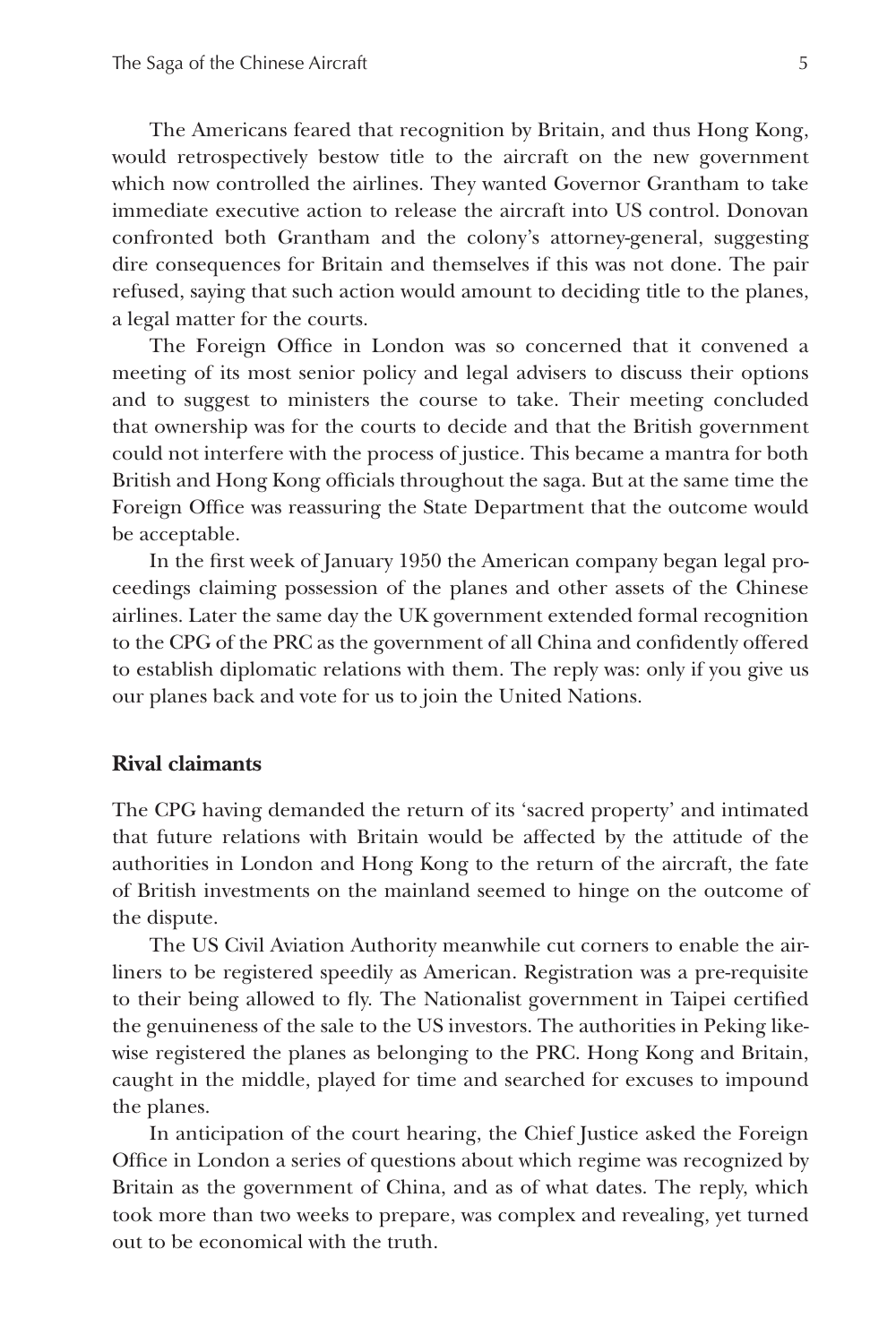The Americans feared that recognition by Britain, and thus Hong Kong, would retrospectively bestow title to the aircraft on the new government which now controlled the airlines. They wanted Governor Grantham to take immediate executive action to release the aircraft into US control. Donovan confronted both Grantham and the colony's attorney-general, suggesting dire consequences for Britain and themselves if this was not done. The pair refused, saying that such action would amount to deciding title to the planes, a legal matter for the courts.

The Foreign Office in London was so concerned that it convened a meeting of its most senior policy and legal advisers to discuss their options and to suggest to ministers the course to take. Their meeting concluded that ownership was for the courts to decide and that the British government could not interfere with the process of justice. This became a mantra for both British and Hong Kong officials throughout the saga. But at the same time the Foreign Office was reassuring the State Department that the outcome would be acceptable.

In the first week of January 1950 the American company began legal proceedings claiming possession of the planes and other assets of the Chinese airlines. Later the same day the UK government extended formal recognition to the CPG of the PRC as the government of all China and confidently offered to establish diplomatic relations with them. The reply was: only if you give us our planes back and vote for us to join the United Nations.

## Rival claimants

The CPG having demanded the return of its 'sacred property' and intimated that future relations with Britain would be affected by the attitude of the authorities in London and Hong Kong to the return of the aircraft, the fate of British investments on the mainland seemed to hinge on the outcome of the dispute.

The US Civil Aviation Authority meanwhile cut corners to enable the airliners to be registered speedily as American. Registration was a pre-requisite to their being allowed to fly. The Nationalist government in Taipei certified the genuineness of the sale to the US investors. The authorities in Peking likewise registered the planes as belonging to the PRC. Hong Kong and Britain, caught in the middle, played for time and searched for excuses to impound the planes.

In anticipation of the court hearing, the Chief Justice asked the Foreign Office in London a series of questions about which regime was recognized by Britain as the government of China, and as of what dates. The reply, which took more than two weeks to prepare, was complex and revealing, yet turned out to be economical with the truth.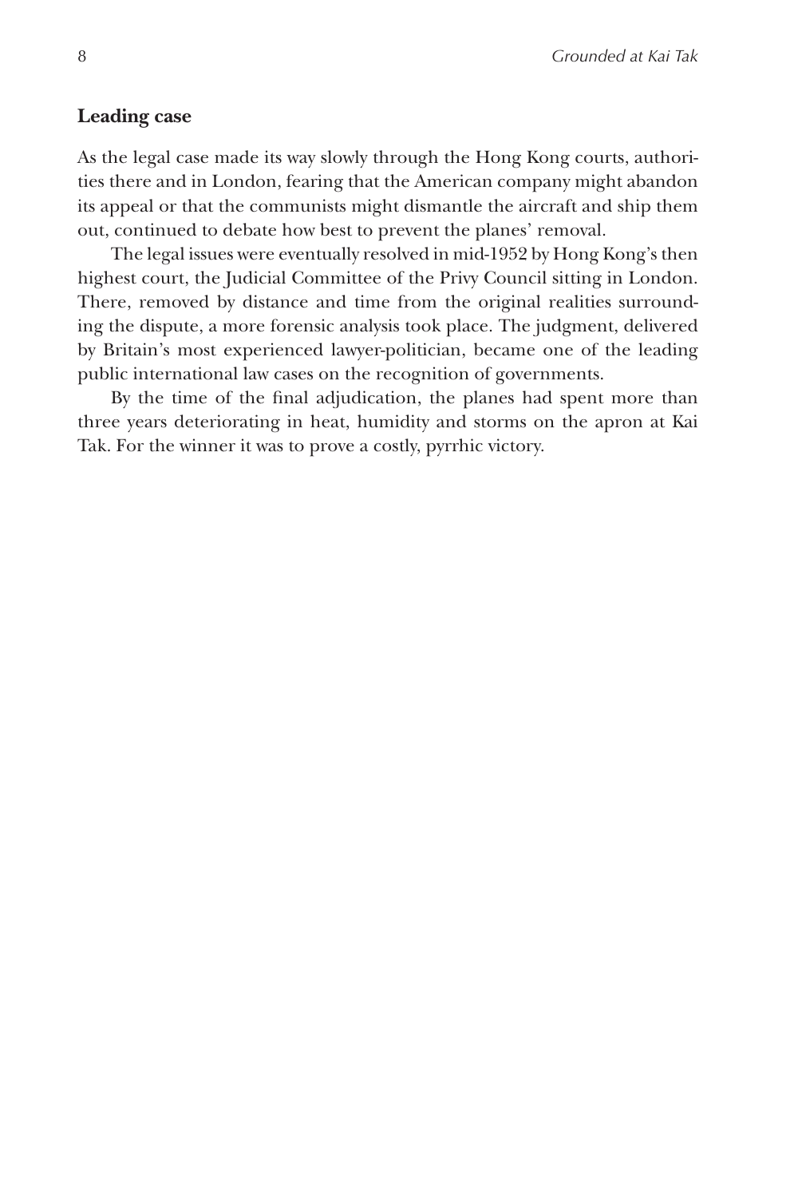### Leading case

As the legal case made its way slowly through the Hong Kong courts, authorities there and in London, fearing that the American company might abandon its appeal or that the communists might dismantle the aircraft and ship them out, continued to debate how best to prevent the planes' removal.

The legal issues were eventually resolved in mid-1952 by Hong Kong's then highest court, the Judicial Committee of the Privy Council sitting in London. There, removed by distance and time from the original realities surrounding the dispute, a more forensic analysis took place. The judgment, delivered by Britain's most experienced lawyer-politician, became one of the leading public international law cases on the recognition of governments.

By the time of the final adjudication, the planes had spent more than three years deteriorating in heat, humidity and storms on the apron at Kai Tak. For the winner it was to prove a costly, pyrrhic victory.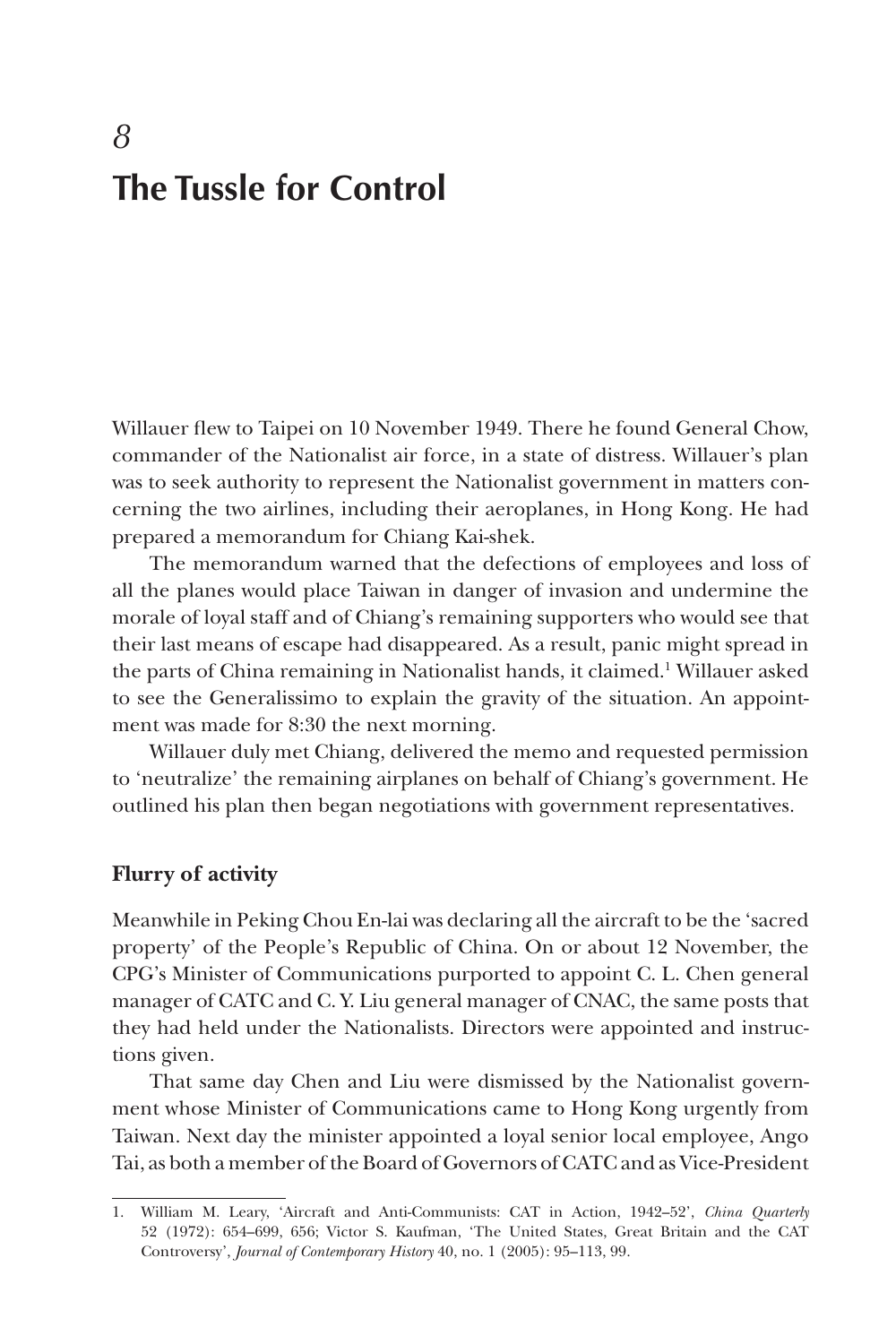# 8
# The Tussle for Control

Willauer flew to Taipei on 10 November 1949. There he found General Chow, commander of the Nationalist air force, in a state of distress. Willauer's plan was to seek authority to represent the Nationalist government in matters concerning the two airlines, including their aeroplanes, in Hong Kong. He had prepared a memorandum for Chiang Kai-shek.

The memorandum warned that the defections of employees and loss of all the planes would place Taiwan in danger of invasion and undermine the morale of loyal staff and of Chiang's remaining supporters who would see that their last means of escape had disappeared. As a result, panic might spread in the parts of China remaining in Nationalist hands, it claimed.[1] Willauer asked to see the Generalissimo to explain the gravity of the situation. An appointment was made for 8:30 the next morning.

Willauer duly met Chiang, delivered the memo and requested permission to 'neutralize' the remaining airplanes on behalf of Chiang's government. He outlined his plan then began negotiations with government representatives.

### Flurry of activity

Meanwhile in Peking Chou En-lai was declaring all the aircraft to be the 'sacred property' of the People's Republic of China. On or about 12 November, the CPG's Minister of Communications purported to appoint C. L. Chen general manager of CATC and C. Y. Liu general manager of CNAC, the same posts that they had held under the Nationalists. Directors were appointed and instructions given.

That same day Chen and Liu were dismissed by the Nationalist government whose Minister of Communications came to Hong Kong urgently from Taiwan. Next day the minister appointed a loyal senior local employee, Ango Tai, as both a member of the Board of Governors of CATC and as Vice-President

---

1. William M. Leary, 'Aircraft and Anti-Communists: CAT in Action, 1942–52', *China Quarterly* 52 (1972): 654–699, 656; Victor S. Kaufman, 'The United States, Great Britain and the CAT Controversy', *Journal of Contemporary History* 40, no. 1 (2005): 95–113, 99.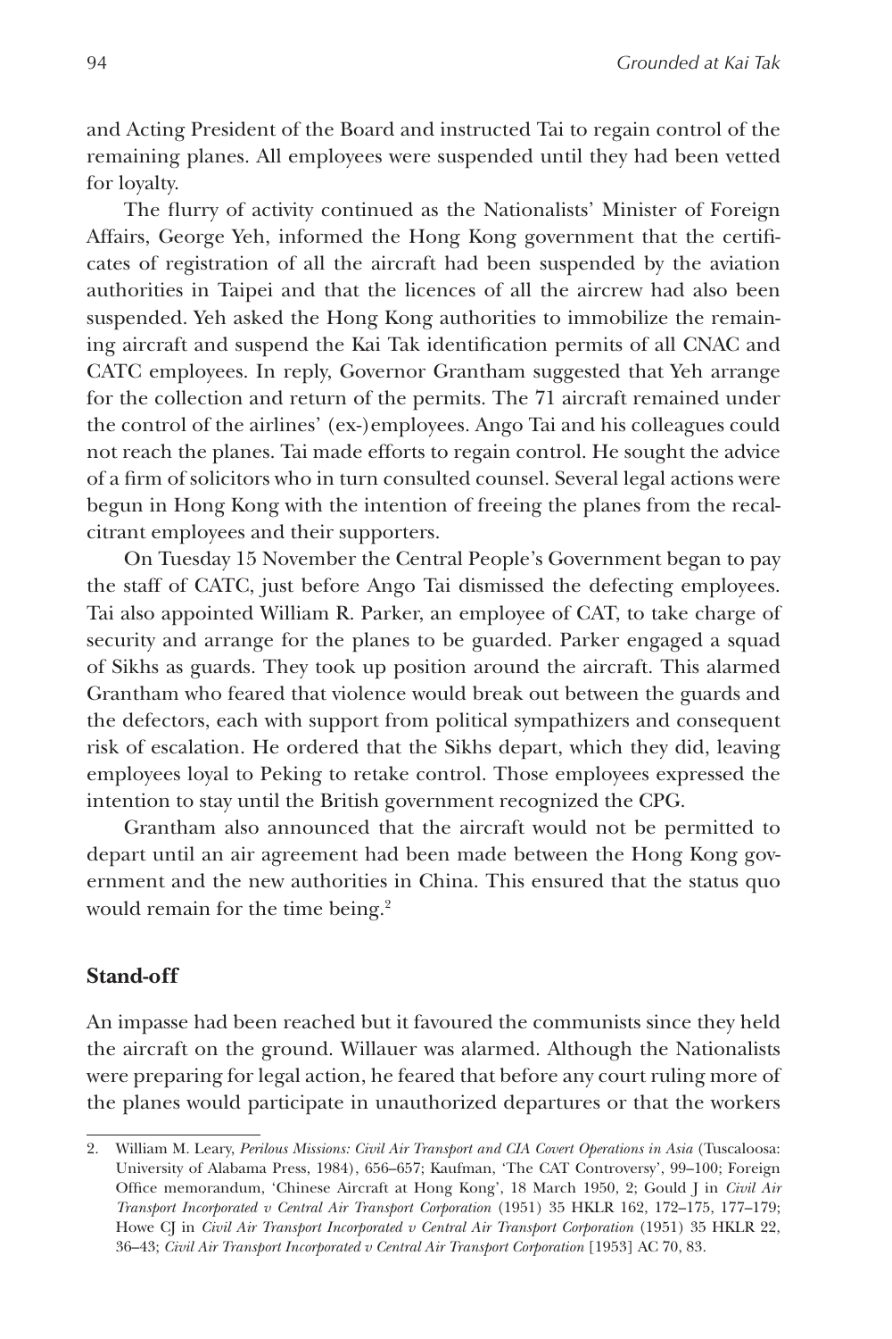and Acting President of the Board and instructed Tai to regain control of the remaining planes. All employees were suspended until they had been vetted for loyalty.

The flurry of activity continued as the Nationalists' Minister of Foreign Affairs, George Yeh, informed the Hong Kong government that the certificates of registration of all the aircraft had been suspended by the aviation authorities in Taipei and that the licences of all the aircrew had also been suspended. Yeh asked the Hong Kong authorities to immobilize the remaining aircraft and suspend the Kai Tak identification permits of all CNAC and CATC employees. In reply, Governor Grantham suggested that Yeh arrange for the collection and return of the permits. The 71 aircraft remained under the control of the airlines' (ex-)employees. Ango Tai and his colleagues could not reach the planes. Tai made efforts to regain control. He sought the advice of a firm of solicitors who in turn consulted counsel. Several legal actions were begun in Hong Kong with the intention of freeing the planes from the recalcitrant employees and their supporters.

On Tuesday 15 November the Central People's Government began to pay the staff of CATC, just before Ango Tai dismissed the defecting employees. Tai also appointed William R. Parker, an employee of CAT, to take charge of security and arrange for the planes to be guarded. Parker engaged a squad of Sikhs as guards. They took up position around the aircraft. This alarmed Grantham who feared that violence would break out between the guards and the defectors, each with support from political sympathizers and consequent risk of escalation. He ordered that the Sikhs depart, which they did, leaving employees loyal to Peking to retake control. Those employees expressed the intention to stay until the British government recognized the CPG.

Grantham also announced that the aircraft would not be permitted to depart until an air agreement had been made between the Hong Kong government and the new authorities in China. This ensured that the status quo would remain for the time being.[2]

## Stand-off

An impasse had been reached but it favoured the communists since they held the aircraft on the ground. Willauer was alarmed. Although the Nationalists were preparing for legal action, he feared that before any court ruling more of the planes would participate in unauthorized departures or that the workers

2. William M. Leary, *Perilous Missions: Civil Air Transport and CIA Covert Operations in Asia* (Tuscaloosa: University of Alabama Press, 1984), 656–657; Kaufman, 'The CAT Controversy', 99–100; Foreign Office memorandum, 'Chinese Aircraft at Hong Kong', 18 March 1950, 2; Gould J in *Civil Air Transport Incorporated v Central Air Transport Corporation* (1951) 35 HKLR 162, 172–175, 177–179; Howe CJ in *Civil Air Transport Incorporated v Central Air Transport Corporation* (1951) 35 HKLR 22, 36–43; *Civil Air Transport Incorporated v Central Air Transport Corporation* [1953] AC 70, 83.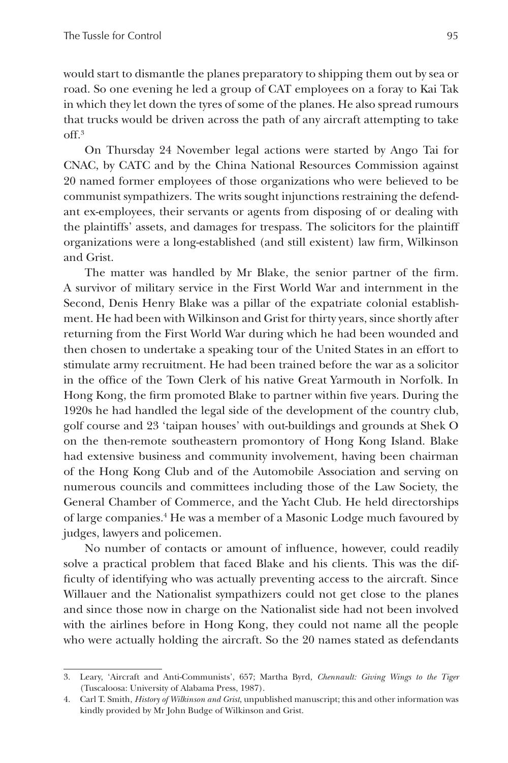would start to dismantle the planes preparatory to shipping them out by sea or road. So one evening he led a group of CAT employees on a foray to Kai Tak in which they let down the tyres of some of the planes. He also spread rumours that trucks would be driven across the path of any aircraft attempting to take off.[3]

On Thursday 24 November legal actions were started by Ango Tai for CNAC, by CATC and by the China National Resources Commission against 20 named former employees of those organizations who were believed to be communist sympathizers. The writs sought injunctions restraining the defendant ex-employees, their servants or agents from disposing of or dealing with the plaintiffs' assets, and damages for trespass. The solicitors for the plaintiff organizations were a long-established (and still existent) law firm, Wilkinson and Grist.

The matter was handled by Mr Blake, the senior partner of the firm. A survivor of military service in the First World War and internment in the Second, Denis Henry Blake was a pillar of the expatriate colonial establishment. He had been with Wilkinson and Grist for thirty years, since shortly after returning from the First World War during which he had been wounded and then chosen to undertake a speaking tour of the United States in an effort to stimulate army recruitment. He had been trained before the war as a solicitor in the office of the Town Clerk of his native Great Yarmouth in Norfolk. In Hong Kong, the firm promoted Blake to partner within five years. During the 1920s he had handled the legal side of the development of the country club, golf course and 23 'taipan houses' with out-buildings and grounds at Shek O on the then-remote southeastern promontory of Hong Kong Island. Blake had extensive business and community involvement, having been chairman of the Hong Kong Club and of the Automobile Association and serving on numerous councils and committees including those of the Law Society, the General Chamber of Commerce, and the Yacht Club. He held directorships of large companies.[4] He was a member of a Masonic Lodge much favoured by judges, lawyers and policemen.

No number of contacts or amount of influence, however, could readily solve a practical problem that faced Blake and his clients. This was the difficulty of identifying who was actually preventing access to the aircraft. Since Willauer and the Nationalist sympathizers could not get close to the planes and since those now in charge on the Nationalist side had not been involved with the airlines before in Hong Kong, they could not name all the people who were actually holding the aircraft. So the 20 names stated as defendants

---

3. Leary, 'Aircraft and Anti-Communists', 657; Martha Byrd, *Chennault: Giving Wings to the Tiger* (Tuscaloosa: University of Alabama Press, 1987).
4. Carl T. Smith, *History of Wilkinson and Grist*, unpublished manuscript; this and other information was kindly provided by Mr John Budge of Wilkinson and Grist.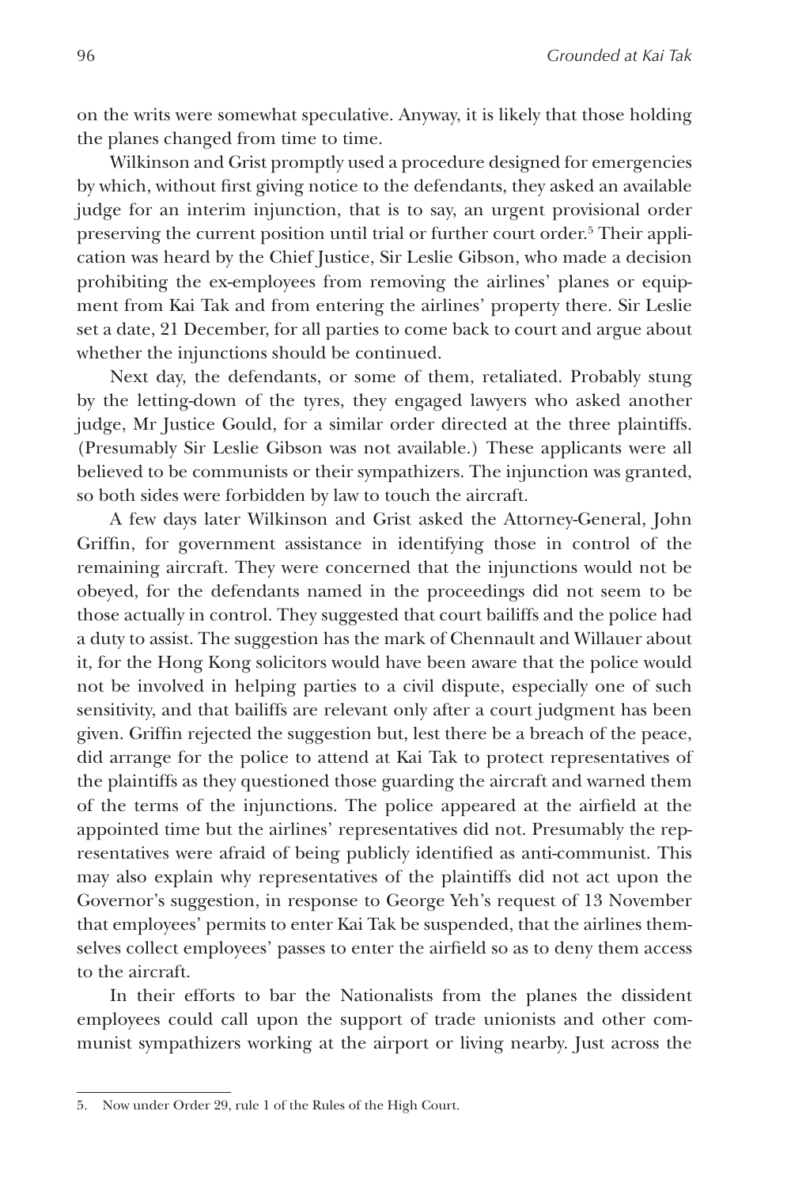on the writs were somewhat speculative. Anyway, it is likely that those holding the planes changed from time to time.

Wilkinson and Grist promptly used a procedure designed for emergencies by which, without first giving notice to the defendants, they asked an available judge for an interim injunction, that is to say, an urgent provisional order preserving the current position until trial or further court order.[5] Their application was heard by the Chief Justice, Sir Leslie Gibson, who made a decision prohibiting the ex-employees from removing the airlines' planes or equipment from Kai Tak and from entering the airlines' property there. Sir Leslie set a date, 21 December, for all parties to come back to court and argue about whether the injunctions should be continued.

Next day, the defendants, or some of them, retaliated. Probably stung by the letting-down of the tyres, they engaged lawyers who asked another judge, Mr Justice Gould, for a similar order directed at the three plaintiffs. (Presumably Sir Leslie Gibson was not available.) These applicants were all believed to be communists or their sympathizers. The injunction was granted, so both sides were forbidden by law to touch the aircraft.

A few days later Wilkinson and Grist asked the Attorney-General, John Griffin, for government assistance in identifying those in control of the remaining aircraft. They were concerned that the injunctions would not be obeyed, for the defendants named in the proceedings did not seem to be those actually in control. They suggested that court bailiffs and the police had a duty to assist. The suggestion has the mark of Chennault and Willauer about it, for the Hong Kong solicitors would have been aware that the police would not be involved in helping parties to a civil dispute, especially one of such sensitivity, and that bailiffs are relevant only after a court judgment has been given. Griffin rejected the suggestion but, lest there be a breach of the peace, did arrange for the police to attend at Kai Tak to protect representatives of the plaintiffs as they questioned those guarding the aircraft and warned them of the terms of the injunctions. The police appeared at the airfield at the appointed time but the airlines' representatives did not. Presumably the representatives were afraid of being publicly identified as anti-communist. This may also explain why representatives of the plaintiffs did not act upon the Governor's suggestion, in response to George Yeh's request of 13 November that employees' permits to enter Kai Tak be suspended, that the airlines themselves collect employees' passes to enter the airfield so as to deny them access to the aircraft.

In their efforts to bar the Nationalists from the planes the dissident employees could call upon the support of trade unionists and other communist sympathizers working at the airport or living nearby. Just across the

---

5. Now under Order 29, rule 1 of the Rules of the High Court.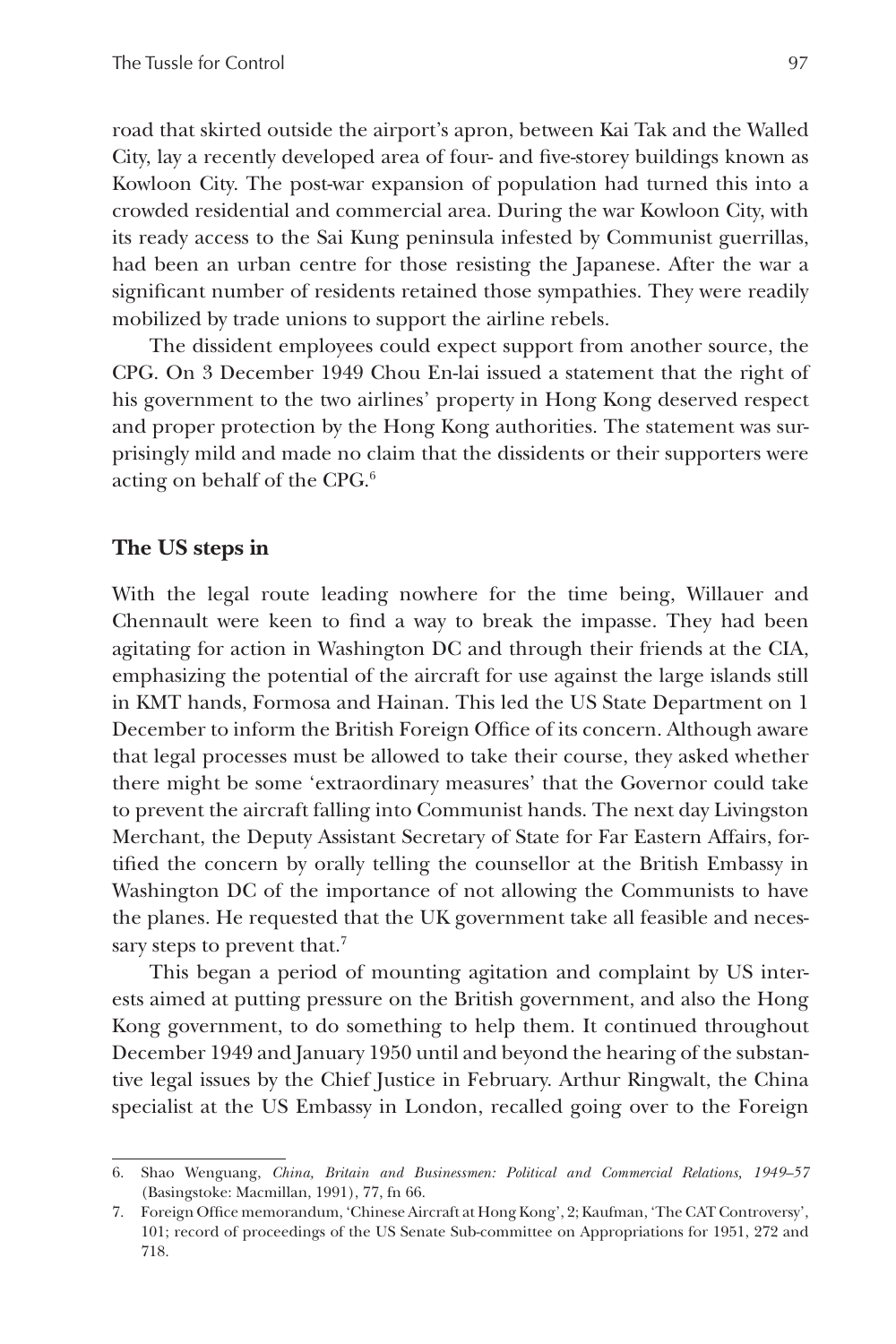road that skirted outside the airport's apron, between Kai Tak and the Walled City, lay a recently developed area of four- and five-storey buildings known as Kowloon City. The post-war expansion of population had turned this into a crowded residential and commercial area. During the war Kowloon City, with its ready access to the Sai Kung peninsula infested by Communist guerrillas, had been an urban centre for those resisting the Japanese. After the war a significant number of residents retained those sympathies. They were readily mobilized by trade unions to support the airline rebels.

The dissident employees could expect support from another source, the CPG. On 3 December 1949 Chou En-lai issued a statement that the right of his government to the two airlines' property in Hong Kong deserved respect and proper protection by the Hong Kong authorities. The statement was surprisingly mild and made no claim that the dissidents or their supporters were acting on behalf of the CPG.[6]

## The US steps in

With the legal route leading nowhere for the time being, Willauer and Chennault were keen to find a way to break the impasse. They had been agitating for action in Washington DC and through their friends at the CIA, emphasizing the potential of the aircraft for use against the large islands still in KMT hands, Formosa and Hainan. This led the US State Department on 1 December to inform the British Foreign Office of its concern. Although aware that legal processes must be allowed to take their course, they asked whether there might be some 'extraordinary measures' that the Governor could take to prevent the aircraft falling into Communist hands. The next day Livingston Merchant, the Deputy Assistant Secretary of State for Far Eastern Affairs, fortified the concern by orally telling the counsellor at the British Embassy in Washington DC of the importance of not allowing the Communists to have the planes. He requested that the UK government take all feasible and necessary steps to prevent that.[7]

This began a period of mounting agitation and complaint by US interests aimed at putting pressure on the British government, and also the Hong Kong government, to do something to help them. It continued throughout December 1949 and January 1950 until and beyond the hearing of the substantive legal issues by the Chief Justice in February. Arthur Ringwalt, the China specialist at the US Embassy in London, recalled going over to the Foreign

---

6. Shao Wenguang, *China, Britain and Businessmen: Political and Commercial Relations, 1949–57* (Basingstoke: Macmillan, 1991), 77, fn 66.

7. Foreign Office memorandum, 'Chinese Aircraft at Hong Kong', 2; Kaufman, 'The CAT Controversy', 101; record of proceedings of the US Senate Sub-committee on Appropriations for 1951, 272 and 718.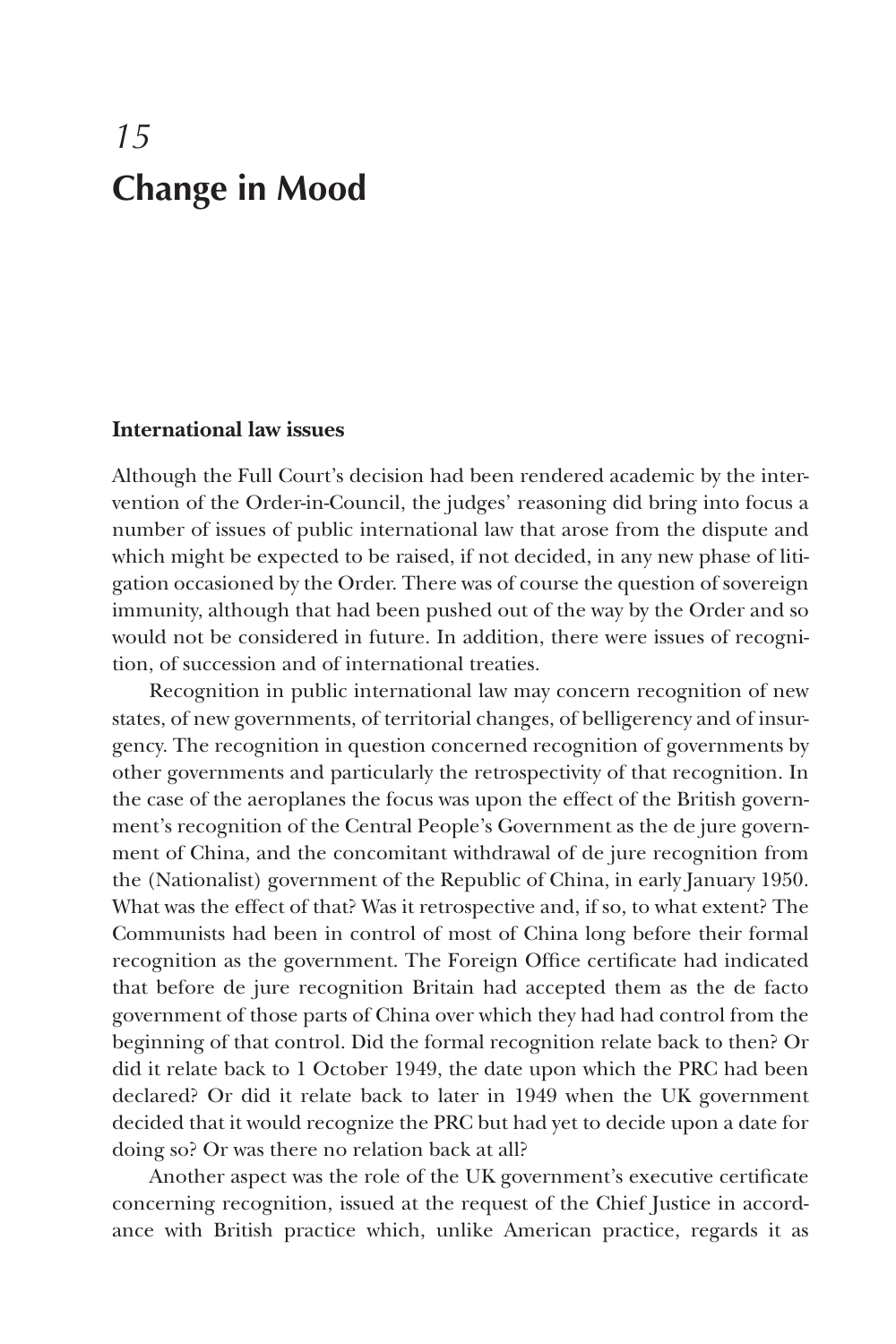# 15

# Change in Mood

### International law issues

Although the Full Court's decision had been rendered academic by the intervention of the Order-in-Council, the judges' reasoning did bring into focus a number of issues of public international law that arose from the dispute and which might be expected to be raised, if not decided, in any new phase of litigation occasioned by the Order. There was of course the question of sovereign immunity, although that had been pushed out of the way by the Order and so would not be considered in future. In addition, there were issues of recognition, of succession and of international treaties.

Recognition in public international law may concern recognition of new states, of new governments, of territorial changes, of belligerency and of insurgency. The recognition in question concerned recognition of governments by other governments and particularly the retrospectivity of that recognition. In the case of the aeroplanes the focus was upon the effect of the British government's recognition of the Central People's Government as the de jure government of China, and the concomitant withdrawal of de jure recognition from the (Nationalist) government of the Republic of China, in early January 1950. What was the effect of that? Was it retrospective and, if so, to what extent? The Communists had been in control of most of China long before their formal recognition as the government. The Foreign Office certificate had indicated that before de jure recognition Britain had accepted them as the de facto government of those parts of China over which they had had control from the beginning of that control. Did the formal recognition relate back to then? Or did it relate back to 1 October 1949, the date upon which the PRC had been declared? Or did it relate back to later in 1949 when the UK government decided that it would recognize the PRC but had yet to decide upon a date for doing so? Or was there no relation back at all?

Another aspect was the role of the UK government's executive certificate concerning recognition, issued at the request of the Chief Justice in accordance with British practice which, unlike American practice, regards it as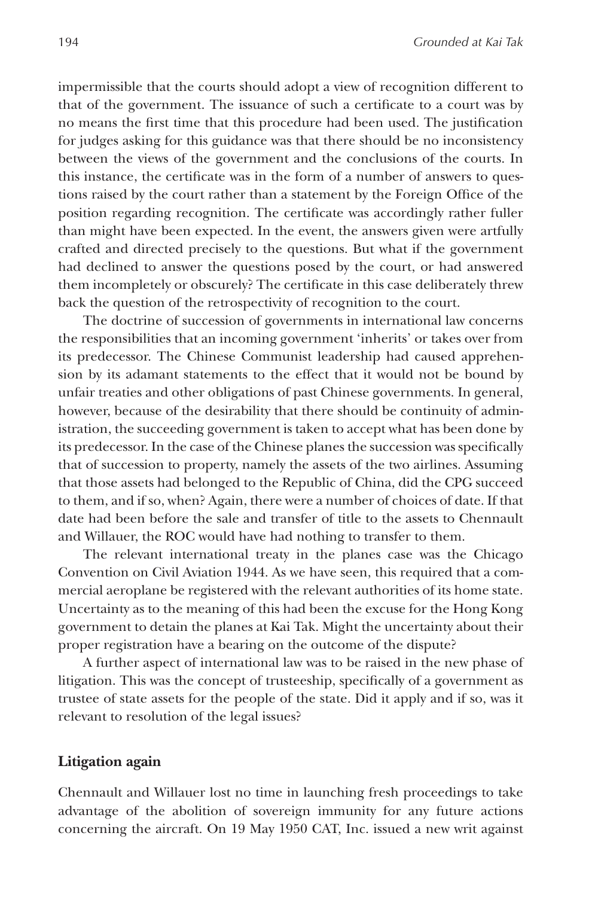impermissible that the courts should adopt a view of recognition different to that of the government. The issuance of such a certificate to a court was by no means the first time that this procedure had been used. The justification for judges asking for this guidance was that there should be no inconsistency between the views of the government and the conclusions of the courts. In this instance, the certificate was in the form of a number of answers to questions raised by the court rather than a statement by the Foreign Office of the position regarding recognition. The certificate was accordingly rather fuller than might have been expected. In the event, the answers given were artfully crafted and directed precisely to the questions. But what if the government had declined to answer the questions posed by the court, or had answered them incompletely or obscurely? The certificate in this case deliberately threw back the question of the retrospectivity of recognition to the court.

The doctrine of succession of governments in international law concerns the responsibilities that an incoming government 'inherits' or takes over from its predecessor. The Chinese Communist leadership had caused apprehension by its adamant statements to the effect that it would not be bound by unfair treaties and other obligations of past Chinese governments. In general, however, because of the desirability that there should be continuity of administration, the succeeding government is taken to accept what has been done by its predecessor. In the case of the Chinese planes the succession was specifically that of succession to property, namely the assets of the two airlines. Assuming that those assets had belonged to the Republic of China, did the CPG succeed to them, and if so, when? Again, there were a number of choices of date. If that date had been before the sale and transfer of title to the assets to Chennault and Willauer, the ROC would have had nothing to transfer to them.

The relevant international treaty in the planes case was the Chicago Convention on Civil Aviation 1944. As we have seen, this required that a commercial aeroplane be registered with the relevant authorities of its home state. Uncertainty as to the meaning of this had been the excuse for the Hong Kong government to detain the planes at Kai Tak. Might the uncertainty about their proper registration have a bearing on the outcome of the dispute?

A further aspect of international law was to be raised in the new phase of litigation. This was the concept of trusteeship, specifically of a government as trustee of state assets for the people of the state. Did it apply and if so, was it relevant to resolution of the legal issues?

## Litigation again

Chennault and Willauer lost no time in launching fresh proceedings to take advantage of the abolition of sovereign immunity for any future actions concerning the aircraft. On 19 May 1950 CAT, Inc. issued a new writ against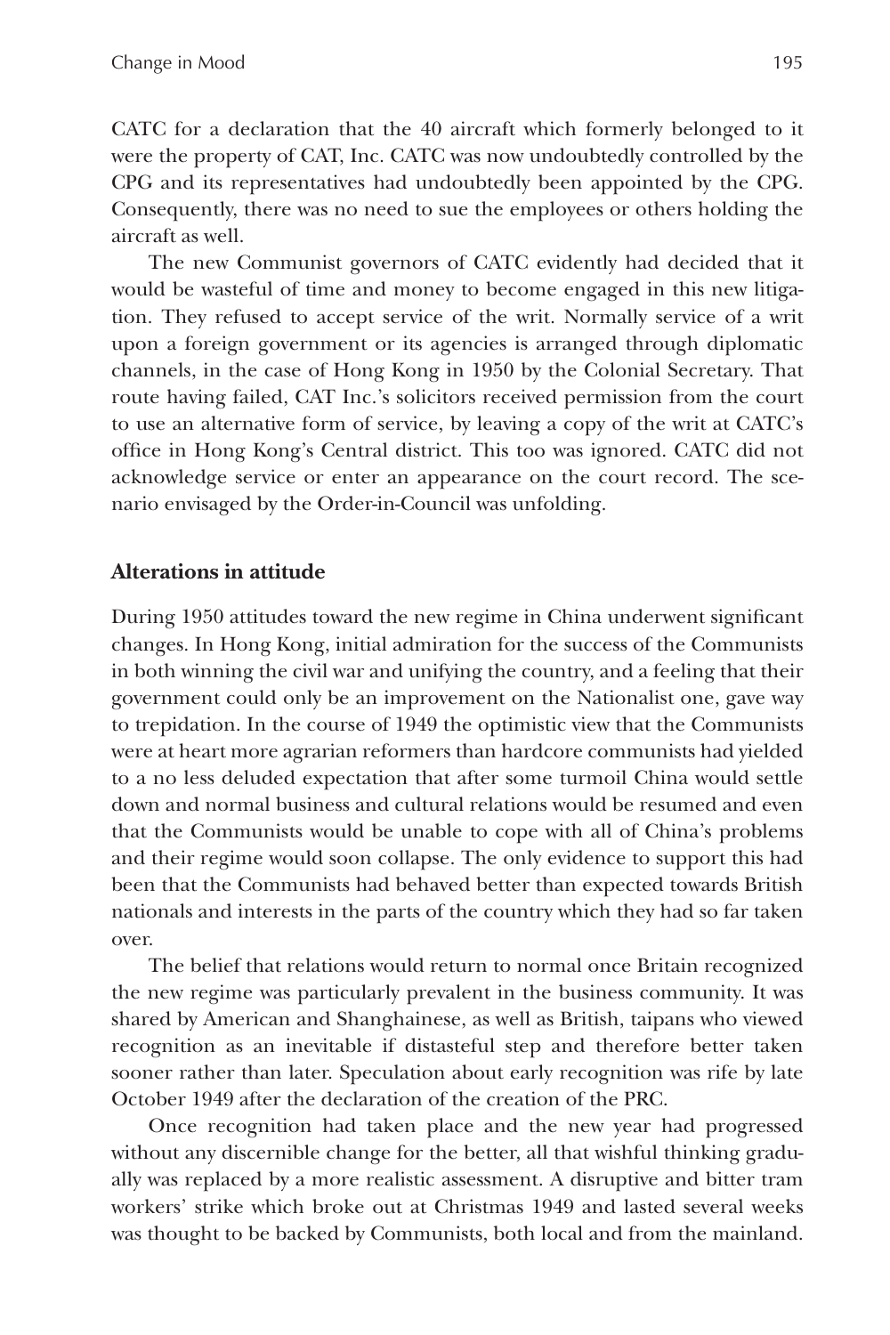CATC for a declaration that the 40 aircraft which formerly belonged to it were the property of CAT, Inc. CATC was now undoubtedly controlled by the CPG and its representatives had undoubtedly been appointed by the CPG. Consequently, there was no need to sue the employees or others holding the aircraft as well.

The new Communist governors of CATC evidently had decided that it would be wasteful of time and money to become engaged in this new litigation. They refused to accept service of the writ. Normally service of a writ upon a foreign government or its agencies is arranged through diplomatic channels, in the case of Hong Kong in 1950 by the Colonial Secretary. That route having failed, CAT Inc.'s solicitors received permission from the court to use an alternative form of service, by leaving a copy of the writ at CATC's office in Hong Kong's Central district. This too was ignored. CATC did not acknowledge service or enter an appearance on the court record. The scenario envisaged by the Order-in-Council was unfolding.

### Alterations in attitude

During 1950 attitudes toward the new regime in China underwent significant changes. In Hong Kong, initial admiration for the success of the Communists in both winning the civil war and unifying the country, and a feeling that their government could only be an improvement on the Nationalist one, gave way to trepidation. In the course of 1949 the optimistic view that the Communists were at heart more agrarian reformers than hardcore communists had yielded to a no less deluded expectation that after some turmoil China would settle down and normal business and cultural relations would be resumed and even that the Communists would be unable to cope with all of China's problems and their regime would soon collapse. The only evidence to support this had been that the Communists had behaved better than expected towards British nationals and interests in the parts of the country which they had so far taken over.

The belief that relations would return to normal once Britain recognized the new regime was particularly prevalent in the business community. It was shared by American and Shanghainese, as well as British, taipans who viewed recognition as an inevitable if distasteful step and therefore better taken sooner rather than later. Speculation about early recognition was rife by late October 1949 after the declaration of the creation of the PRC.

Once recognition had taken place and the new year had progressed without any discernible change for the better, all that wishful thinking gradually was replaced by a more realistic assessment. A disruptive and bitter tram workers' strike which broke out at Christmas 1949 and lasted several weeks was thought to be backed by Communists, both local and from the mainland.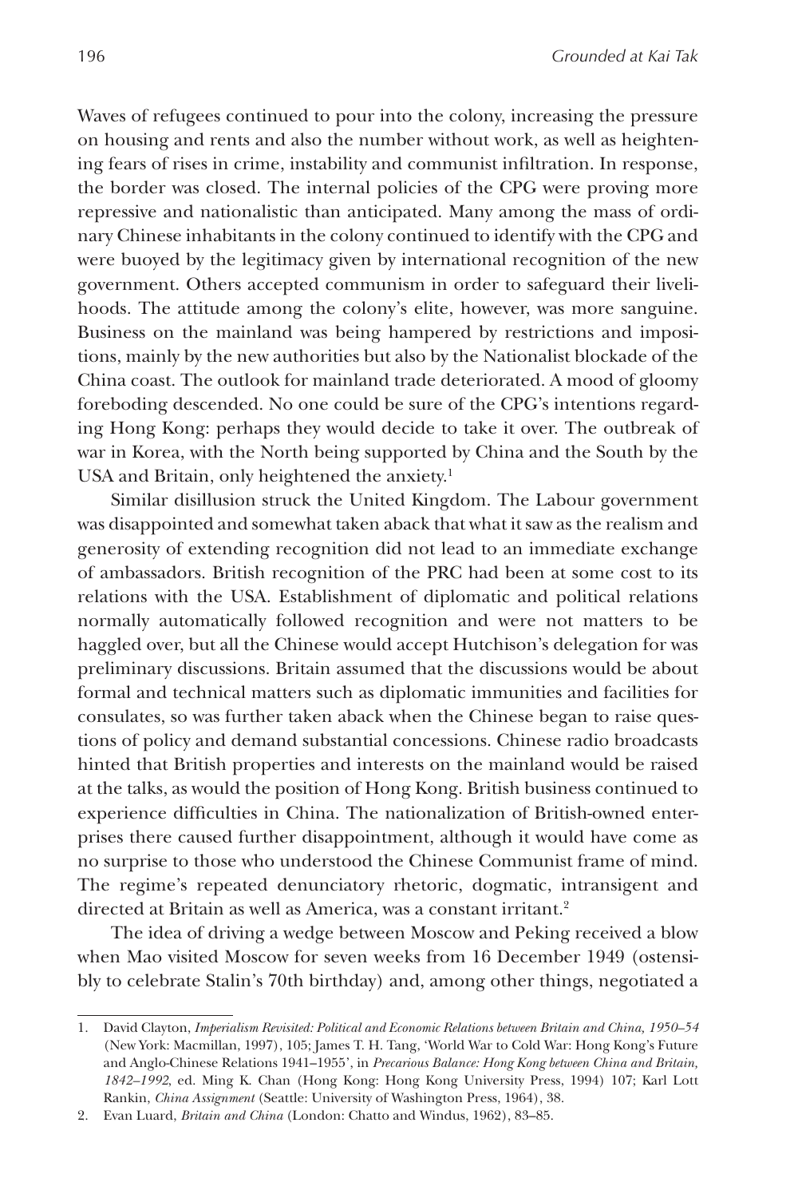Waves of refugees continued to pour into the colony, increasing the pressure on housing and rents and also the number without work, as well as heightening fears of rises in crime, instability and communist infiltration. In response, the border was closed. The internal policies of the CPG were proving more repressive and nationalistic than anticipated. Many among the mass of ordinary Chinese inhabitants in the colony continued to identify with the CPG and were buoyed by the legitimacy given by international recognition of the new government. Others accepted communism in order to safeguard their livelihoods. The attitude among the colony's elite, however, was more sanguine. Business on the mainland was being hampered by restrictions and impositions, mainly by the new authorities but also by the Nationalist blockade of the China coast. The outlook for mainland trade deteriorated. A mood of gloomy foreboding descended. No one could be sure of the CPG's intentions regarding Hong Kong: perhaps they would decide to take it over. The outbreak of war in Korea, with the North being supported by China and the South by the USA and Britain, only heightened the anxiety.[1]

Similar disillusion struck the United Kingdom. The Labour government was disappointed and somewhat taken aback that what it saw as the realism and generosity of extending recognition did not lead to an immediate exchange of ambassadors. British recognition of the PRC had been at some cost to its relations with the USA. Establishment of diplomatic and political relations normally automatically followed recognition and were not matters to be haggled over, but all the Chinese would accept Hutchison's delegation for was preliminary discussions. Britain assumed that the discussions would be about formal and technical matters such as diplomatic immunities and facilities for consulates, so was further taken aback when the Chinese began to raise questions of policy and demand substantial concessions. Chinese radio broadcasts hinted that British properties and interests on the mainland would be raised at the talks, as would the position of Hong Kong. British business continued to experience difficulties in China. The nationalization of British-owned enterprises there caused further disappointment, although it would have come as no surprise to those who understood the Chinese Communist frame of mind. The regime's repeated denunciatory rhetoric, dogmatic, intransigent and directed at Britain as well as America, was a constant irritant.[2]

The idea of driving a wedge between Moscow and Peking received a blow when Mao visited Moscow for seven weeks from 16 December 1949 (ostensibly to celebrate Stalin's 70th birthday) and, among other things, negotiated a

---

1. David Clayton, *Imperialism Revisited: Political and Economic Relations between Britain and China, 1950–54* (New York: Macmillan, 1997), 105; James T. H. Tang, 'World War to Cold War: Hong Kong's Future and Anglo-Chinese Relations 1941–1955', in *Precarious Balance: Hong Kong between China and Britain, 1842–1992*, ed. Ming K. Chan (Hong Kong: Hong Kong University Press, 1994) 107; Karl Lott Rankin, *China Assignment* (Seattle: University of Washington Press, 1964), 38.
2. Evan Luard, *Britain and China* (London: Chatto and Windus, 1962), 83–85.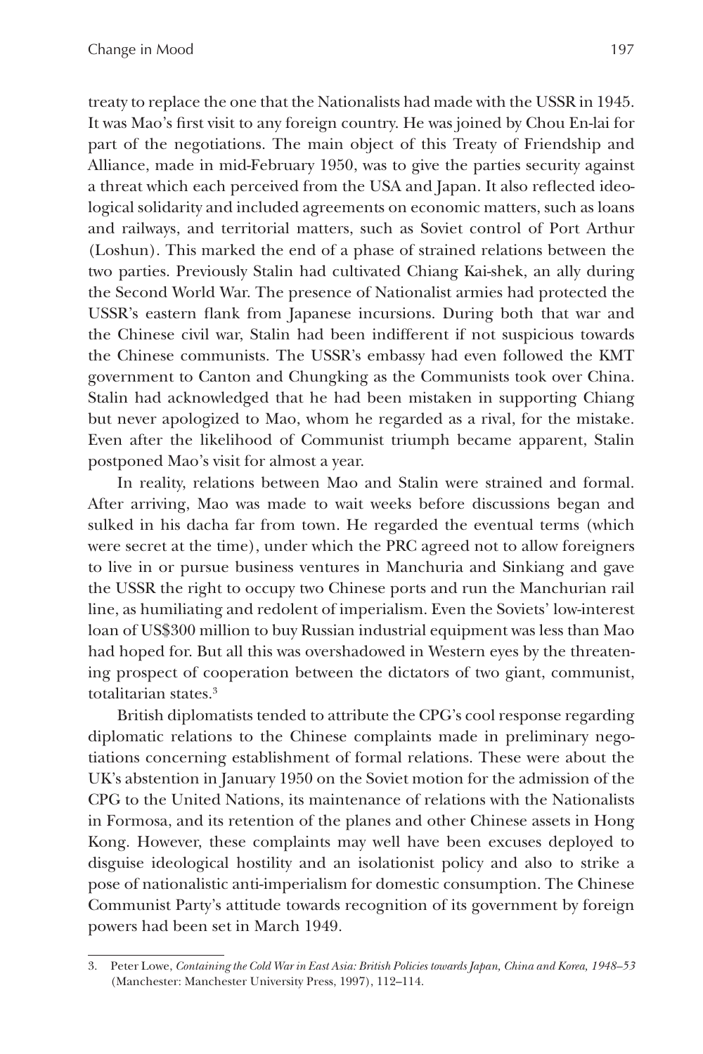treaty to replace the one that the Nationalists had made with the USSR in 1945. It was Mao's first visit to any foreign country. He was joined by Chou En-lai for part of the negotiations. The main object of this Treaty of Friendship and Alliance, made in mid-February 1950, was to give the parties security against a threat which each perceived from the USA and Japan. It also reflected ideological solidarity and included agreements on economic matters, such as loans and railways, and territorial matters, such as Soviet control of Port Arthur (Loshun). This marked the end of a phase of strained relations between the two parties. Previously Stalin had cultivated Chiang Kai-shek, an ally during the Second World War. The presence of Nationalist armies had protected the USSR's eastern flank from Japanese incursions. During both that war and the Chinese civil war, Stalin had been indifferent if not suspicious towards the Chinese communists. The USSR's embassy had even followed the KMT government to Canton and Chungking as the Communists took over China. Stalin had acknowledged that he had been mistaken in supporting Chiang but never apologized to Mao, whom he regarded as a rival, for the mistake. Even after the likelihood of Communist triumph became apparent, Stalin postponed Mao's visit for almost a year.

In reality, relations between Mao and Stalin were strained and formal. After arriving, Mao was made to wait weeks before discussions began and sulked in his dacha far from town. He regarded the eventual terms (which were secret at the time), under which the PRC agreed not to allow foreigners to live in or pursue business ventures in Manchuria and Sinkiang and gave the USSR the right to occupy two Chinese ports and run the Manchurian rail line, as humiliating and redolent of imperialism. Even the Soviets' low-interest loan of US$300 million to buy Russian industrial equipment was less than Mao had hoped for. But all this was overshadowed in Western eyes by the threatening prospect of cooperation between the dictators of two giant, communist, totalitarian states.[3]

British diplomatists tended to attribute the CPG's cool response regarding diplomatic relations to the Chinese complaints made in preliminary negotiations concerning establishment of formal relations. These were about the UK's abstention in January 1950 on the Soviet motion for the admission of the CPG to the United Nations, its maintenance of relations with the Nationalists in Formosa, and its retention of the planes and other Chinese assets in Hong Kong. However, these complaints may well have been excuses deployed to disguise ideological hostility and an isolationist policy and also to strike a pose of nationalistic anti-imperialism for domestic consumption. The Chinese Communist Party's attitude towards recognition of its government by foreign powers had been set in March 1949.

---

3. Peter Lowe, *Containing the Cold War in East Asia: British Policies towards Japan, China and Korea, 1948–53* (Manchester: Manchester University Press, 1997), 112–114.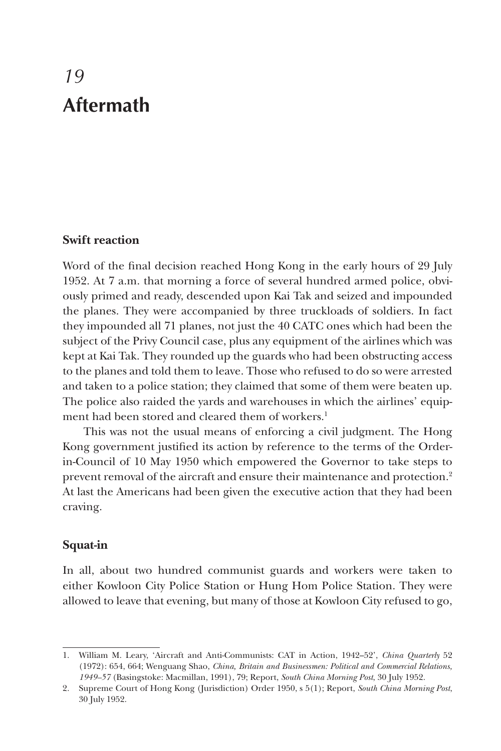# 19
# Aftermath

### Swift reaction

Word of the final decision reached Hong Kong in the early hours of 29 July 1952. At 7 a.m. that morning a force of several hundred armed police, obviously primed and ready, descended upon Kai Tak and seized and impounded the planes. They were accompanied by three truckloads of soldiers. In fact they impounded all 71 planes, not just the 40 CATC ones which had been the subject of the Privy Council case, plus any equipment of the airlines which was kept at Kai Tak. They rounded up the guards who had been obstructing access to the planes and told them to leave. Those who refused to do so were arrested and taken to a police station; they claimed that some of them were beaten up. The police also raided the yards and warehouses in which the airlines' equipment had been stored and cleared them of workers.[1]

This was not the usual means of enforcing a civil judgment. The Hong Kong government justified its action by reference to the terms of the Order-in-Council of 10 May 1950 which empowered the Governor to take steps to prevent removal of the aircraft and ensure their maintenance and protection.[2] At last the Americans had been given the executive action that they had been craving.

### Squat-in

In all, about two hundred communist guards and workers were taken to either Kowloon City Police Station or Hung Hom Police Station. They were allowed to leave that evening, but many of those at Kowloon City refused to go,

---

1. William M. Leary, 'Aircraft and Anti-Communists: CAT in Action, 1942–52', *China Quarterly* 52 (1972): 654, 664; Wenguang Shao, *China, Britain and Businessmen: Political and Commercial Relations, 1949–57* (Basingstoke: Macmillan, 1991), 79; Report, *South China Morning Post*, 30 July 1952.
2. Supreme Court of Hong Kong (Jurisdiction) Order 1950, s 5(1); Report, *South China Morning Post*, 30 July 1952.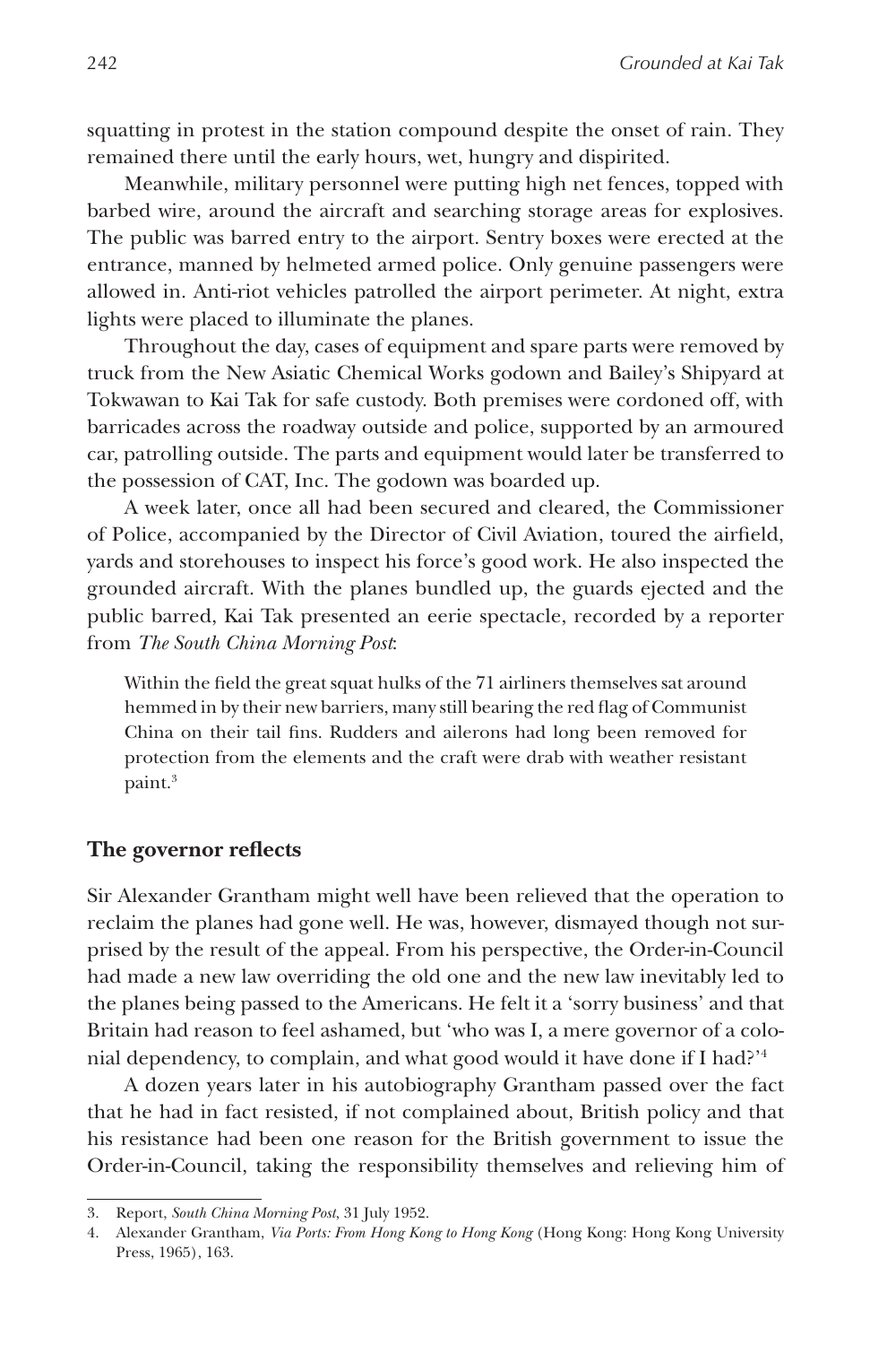squatting in protest in the station compound despite the onset of rain. They remained there until the early hours, wet, hungry and dispirited.

Meanwhile, military personnel were putting high net fences, topped with barbed wire, around the aircraft and searching storage areas for explosives. The public was barred entry to the airport. Sentry boxes were erected at the entrance, manned by helmeted armed police. Only genuine passengers were allowed in. Anti-riot vehicles patrolled the airport perimeter. At night, extra lights were placed to illuminate the planes.

Throughout the day, cases of equipment and spare parts were removed by truck from the New Asiatic Chemical Works godown and Bailey's Shipyard at Tokwawan to Kai Tak for safe custody. Both premises were cordoned off, with barricades across the roadway outside and police, supported by an armoured car, patrolling outside. The parts and equipment would later be transferred to the possession of CAT, Inc. The godown was boarded up.

A week later, once all had been secured and cleared, the Commissioner of Police, accompanied by the Director of Civil Aviation, toured the airfield, yards and storehouses to inspect his force's good work. He also inspected the grounded aircraft. With the planes bundled up, the guards ejected and the public barred, Kai Tak presented an eerie spectacle, recorded by a reporter from *The South China Morning Post*:

> Within the field the great squat hulks of the 71 airliners themselves sat around hemmed in by their new barriers, many still bearing the red flag of Communist China on their tail fins. Rudders and ailerons had long been removed for protection from the elements and the craft were drab with weather resistant paint.[3]

## The governor reflects

Sir Alexander Grantham might well have been relieved that the operation to reclaim the planes had gone well. He was, however, dismayed though not surprised by the result of the appeal. From his perspective, the Order-in-Council had made a new law overriding the old one and the new law inevitably led to the planes being passed to the Americans. He felt it a 'sorry business' and that Britain had reason to feel ashamed, but 'who was I, a mere governor of a colonial dependency, to complain, and what good would it have done if I had?'[4]

A dozen years later in his autobiography Grantham passed over the fact that he had in fact resisted, if not complained about, British policy and that his resistance had been one reason for the British government to issue the Order-in-Council, taking the responsibility themselves and relieving him of

---

3. Report, *South China Morning Post*, 31 July 1952.
4. Alexander Grantham, *Via Ports: From Hong Kong to Hong Kong* (Hong Kong: Hong Kong University Press, 1965), 163.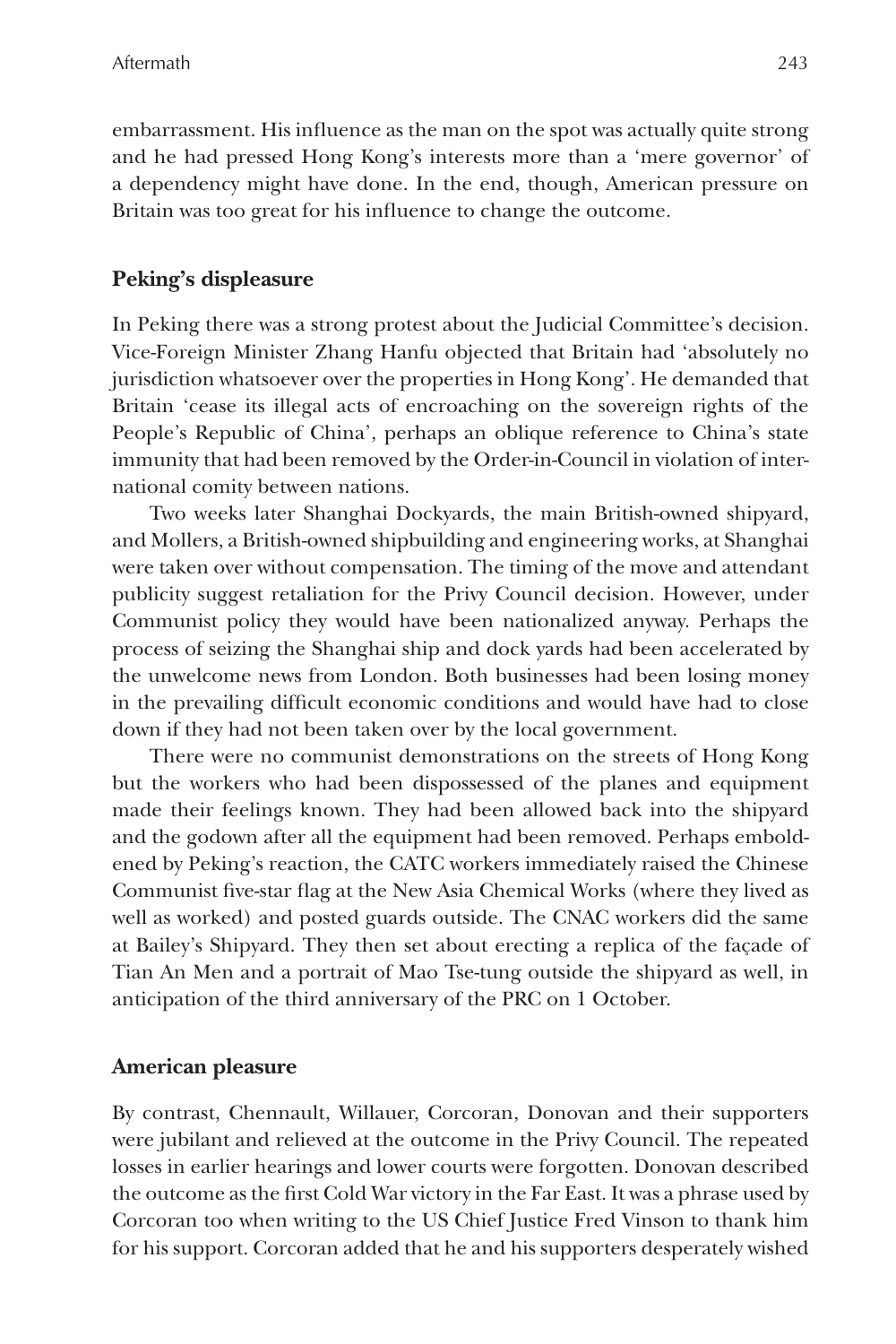embarrassment. His influence as the man on the spot was actually quite strong and he had pressed Hong Kong's interests more than a 'mere governor' of a dependency might have done. In the end, though, American pressure on Britain was too great for his influence to change the outcome.

## Peking's displeasure

In Peking there was a strong protest about the Judicial Committee's decision. Vice-Foreign Minister Zhang Hanfu objected that Britain had 'absolutely no jurisdiction whatsoever over the properties in Hong Kong'. He demanded that Britain 'cease its illegal acts of encroaching on the sovereign rights of the People's Republic of China', perhaps an oblique reference to China's state immunity that had been removed by the Order-in-Council in violation of international comity between nations.

Two weeks later Shanghai Dockyards, the main British-owned shipyard, and Mollers, a British-owned shipbuilding and engineering works, at Shanghai were taken over without compensation. The timing of the move and attendant publicity suggest retaliation for the Privy Council decision. However, under Communist policy they would have been nationalized anyway. Perhaps the process of seizing the Shanghai ship and dock yards had been accelerated by the unwelcome news from London. Both businesses had been losing money in the prevailing difficult economic conditions and would have had to close down if they had not been taken over by the local government.

There were no communist demonstrations on the streets of Hong Kong but the workers who had been dispossessed of the planes and equipment made their feelings known. They had been allowed back into the shipyard and the godown after all the equipment had been removed. Perhaps emboldened by Peking's reaction, the CATC workers immediately raised the Chinese Communist five-star flag at the New Asia Chemical Works (where they lived as well as worked) and posted guards outside. The CNAC workers did the same at Bailey's Shipyard. They then set about erecting a replica of the façade of Tian An Men and a portrait of Mao Tse-tung outside the shipyard as well, in anticipation of the third anniversary of the PRC on 1 October.

## American pleasure

By contrast, Chennault, Willauer, Corcoran, Donovan and their supporters were jubilant and relieved at the outcome in the Privy Council. The repeated losses in earlier hearings and lower courts were forgotten. Donovan described the outcome as the first Cold War victory in the Far East. It was a phrase used by Corcoran too when writing to the US Chief Justice Fred Vinson to thank him for his support. Corcoran added that he and his supporters desperately wished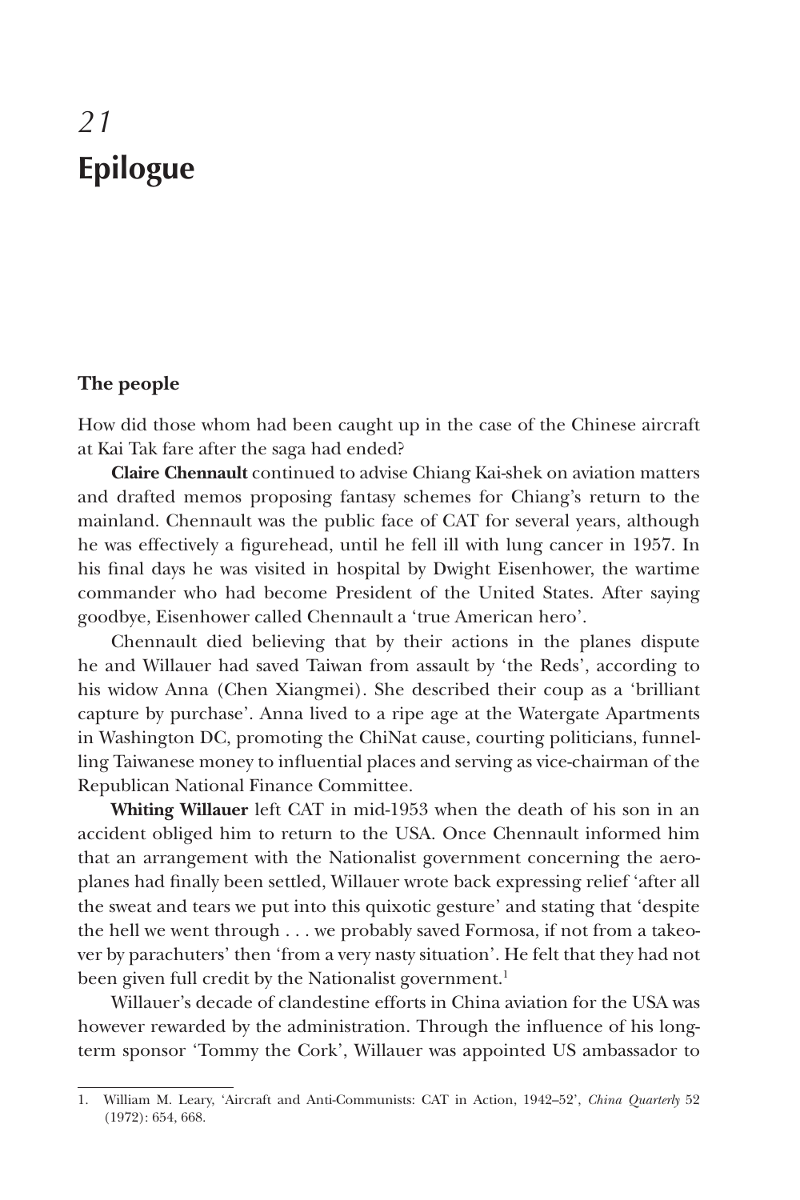# 21
# Epilogue

## The people

How did those whom had been caught up in the case of the Chinese aircraft at Kai Tak fare after the saga had ended?

**Claire Chennault** continued to advise Chiang Kai-shek on aviation matters and drafted memos proposing fantasy schemes for Chiang's return to the mainland. Chennault was the public face of CAT for several years, although he was effectively a figurehead, until he fell ill with lung cancer in 1957. In his final days he was visited in hospital by Dwight Eisenhower, the wartime commander who had become President of the United States. After saying goodbye, Eisenhower called Chennault a 'true American hero'.

Chennault died believing that by their actions in the planes dispute he and Willauer had saved Taiwan from assault by 'the Reds', according to his widow Anna (Chen Xiangmei). She described their coup as a 'brilliant capture by purchase'. Anna lived to a ripe age at the Watergate Apartments in Washington DC, promoting the ChiNat cause, courting politicians, funnelling Taiwanese money to influential places and serving as vice-chairman of the Republican National Finance Committee.

**Whiting Willauer** left CAT in mid-1953 when the death of his son in an accident obliged him to return to the USA. Once Chennault informed him that an arrangement with the Nationalist government concerning the aeroplanes had finally been settled, Willauer wrote back expressing relief 'after all the sweat and tears we put into this quixotic gesture' and stating that 'despite the hell we went through . . . we probably saved Formosa, if not from a takeover by parachuters' then 'from a very nasty situation'. He felt that they had not been given full credit by the Nationalist government.[1]

Willauer's decade of clandestine efforts in China aviation for the USA was however rewarded by the administration. Through the influence of his long-term sponsor 'Tommy the Cork', Willauer was appointed US ambassador to

1. William M. Leary, 'Aircraft and Anti-Communists: CAT in Action, 1942–52', *China Quarterly* 52 (1972): 654, 668.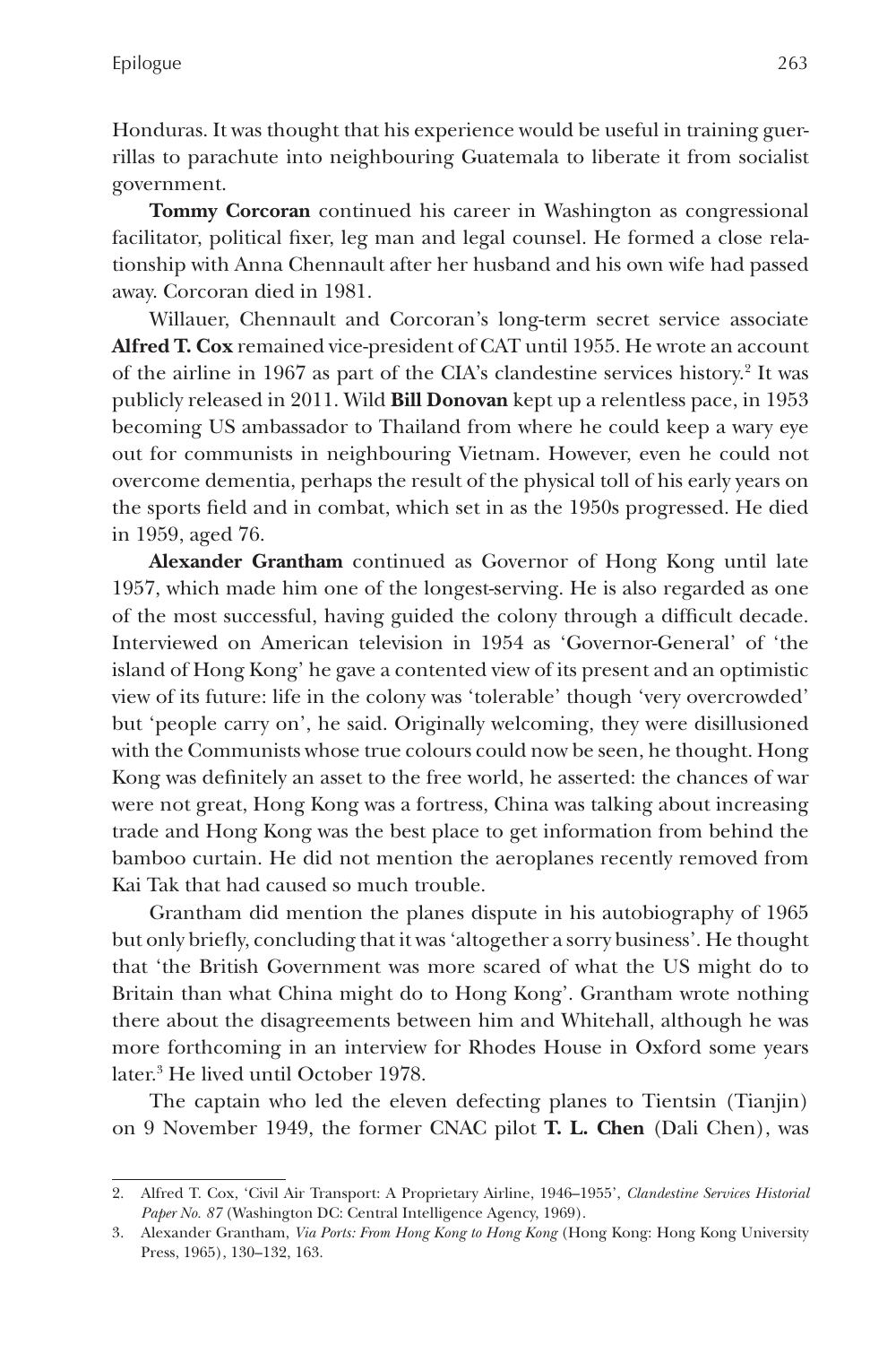Honduras. It was thought that his experience would be useful in training guerrillas to parachute into neighbouring Guatemala to liberate it from socialist government.

**Tommy Corcoran** continued his career in Washington as congressional facilitator, political fixer, leg man and legal counsel. He formed a close relationship with Anna Chennault after her husband and his own wife had passed away. Corcoran died in 1981.

Willauer, Chennault and Corcoran's long-term secret service associate **Alfred T. Cox** remained vice-president of CAT until 1955. He wrote an account of the airline in 1967 as part of the CIA's clandestine services history.[2] It was publicly released in 2011. Wild **Bill Donovan** kept up a relentless pace, in 1953 becoming US ambassador to Thailand from where he could keep a wary eye out for communists in neighbouring Vietnam. However, even he could not overcome dementia, perhaps the result of the physical toll of his early years on the sports field and in combat, which set in as the 1950s progressed. He died in 1959, aged 76.

**Alexander Grantham** continued as Governor of Hong Kong until late 1957, which made him one of the longest-serving. He is also regarded as one of the most successful, having guided the colony through a difficult decade. Interviewed on American television in 1954 as 'Governor-General' of 'the island of Hong Kong' he gave a contented view of its present and an optimistic view of its future: life in the colony was 'tolerable' though 'very overcrowded' but 'people carry on', he said. Originally welcoming, they were disillusioned with the Communists whose true colours could now be seen, he thought. Hong Kong was definitely an asset to the free world, he asserted: the chances of war were not great, Hong Kong was a fortress, China was talking about increasing trade and Hong Kong was the best place to get information from behind the bamboo curtain. He did not mention the aeroplanes recently removed from Kai Tak that had caused so much trouble.

Grantham did mention the planes dispute in his autobiography of 1965 but only briefly, concluding that it was 'altogether a sorry business'. He thought that 'the British Government was more scared of what the US might do to Britain than what China might do to Hong Kong'. Grantham wrote nothing there about the disagreements between him and Whitehall, although he was more forthcoming in an interview for Rhodes House in Oxford some years later.[3] He lived until October 1978.

The captain who led the eleven defecting planes to Tientsin (Tianjin) on 9 November 1949, the former CNAC pilot **T. L. Chen** (Dali Chen), was

---

2. Alfred T. Cox, 'Civil Air Transport: A Proprietary Airline, 1946–1955', *Clandestine Services Historical Paper No. 87* (Washington DC: Central Intelligence Agency, 1969).
3. Alexander Grantham, *Via Ports: From Hong Kong to Hong Kong* (Hong Kong: Hong Kong University Press, 1965), 130–132, 163.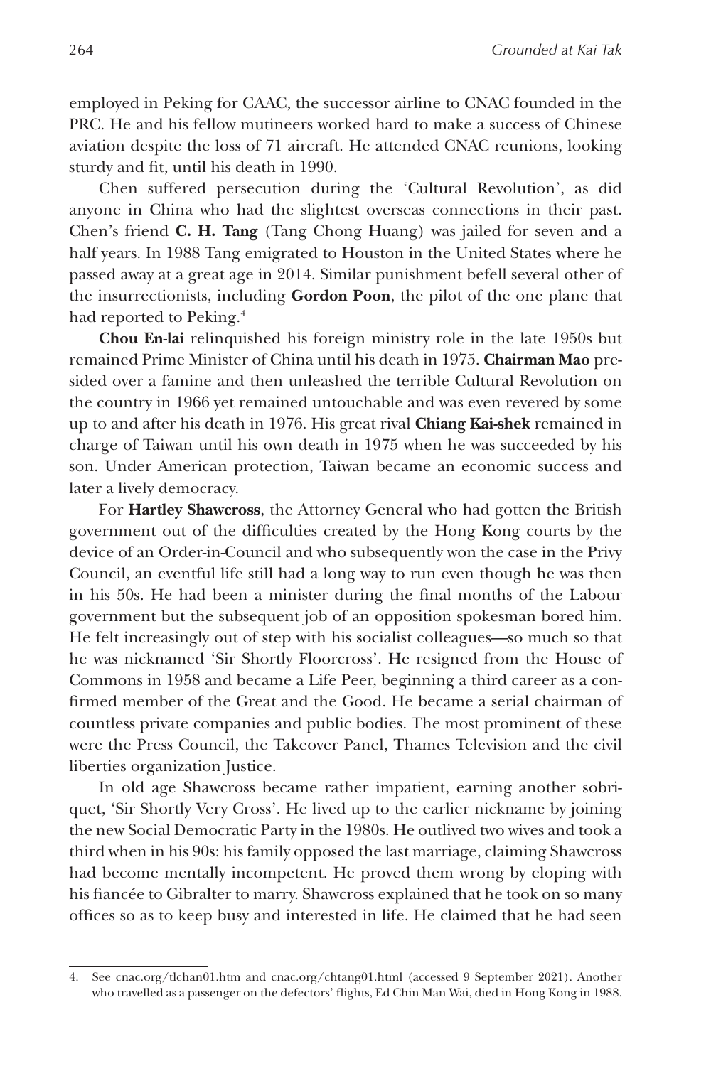employed in Peking for CAAC, the successor airline to CNAC founded in the PRC. He and his fellow mutineers worked hard to make a success of Chinese aviation despite the loss of 71 aircraft. He attended CNAC reunions, looking sturdy and fit, until his death in 1990.

Chen suffered persecution during the 'Cultural Revolution', as did anyone in China who had the slightest overseas connections in their past. Chen's friend **C. H. Tang** (Tang Chong Huang) was jailed for seven and a half years. In 1988 Tang emigrated to Houston in the United States where he passed away at a great age in 2014. Similar punishment befell several other of the insurrectionists, including **Gordon Poon**, the pilot of the one plane that had reported to Peking.[4]

**Chou En-lai** relinquished his foreign ministry role in the late 1950s but remained Prime Minister of China until his death in 1975. **Chairman Mao** presided over a famine and then unleashed the terrible Cultural Revolution on the country in 1966 yet remained untouchable and was even revered by some up to and after his death in 1976. His great rival **Chiang Kai-shek** remained in charge of Taiwan until his own death in 1975 when he was succeeded by his son. Under American protection, Taiwan became an economic success and later a lively democracy.

For **Hartley Shawcross**, the Attorney General who had gotten the British government out of the difficulties created by the Hong Kong courts by the device of an Order-in-Council and who subsequently won the case in the Privy Council, an eventful life still had a long way to run even though he was then in his 50s. He had been a minister during the final months of the Labour government but the subsequent job of an opposition spokesman bored him. He felt increasingly out of step with his socialist colleagues—so much so that he was nicknamed 'Sir Shortly Floorcross'. He resigned from the House of Commons in 1958 and became a Life Peer, beginning a third career as a confirmed member of the Great and the Good. He became a serial chairman of countless private companies and public bodies. The most prominent of these were the Press Council, the Takeover Panel, Thames Television and the civil liberties organization Justice.

In old age Shawcross became rather impatient, earning another sobriquet, 'Sir Shortly Very Cross'. He lived up to the earlier nickname by joining the new Social Democratic Party in the 1980s. He outlived two wives and took a third when in his 90s: his family opposed the last marriage, claiming Shawcross had become mentally incompetent. He proved them wrong by eloping with his fiancée to Gibralter to marry. Shawcross explained that he took on so many offices so as to keep busy and interested in life. He claimed that he had seen

---

4. See cnac.org/tlchan01.htm and cnac.org/chtang01.html (accessed 9 September 2021). Another who travelled as a passenger on the defectors' flights, Ed Chin Man Wai, died in Hong Kong in 1988.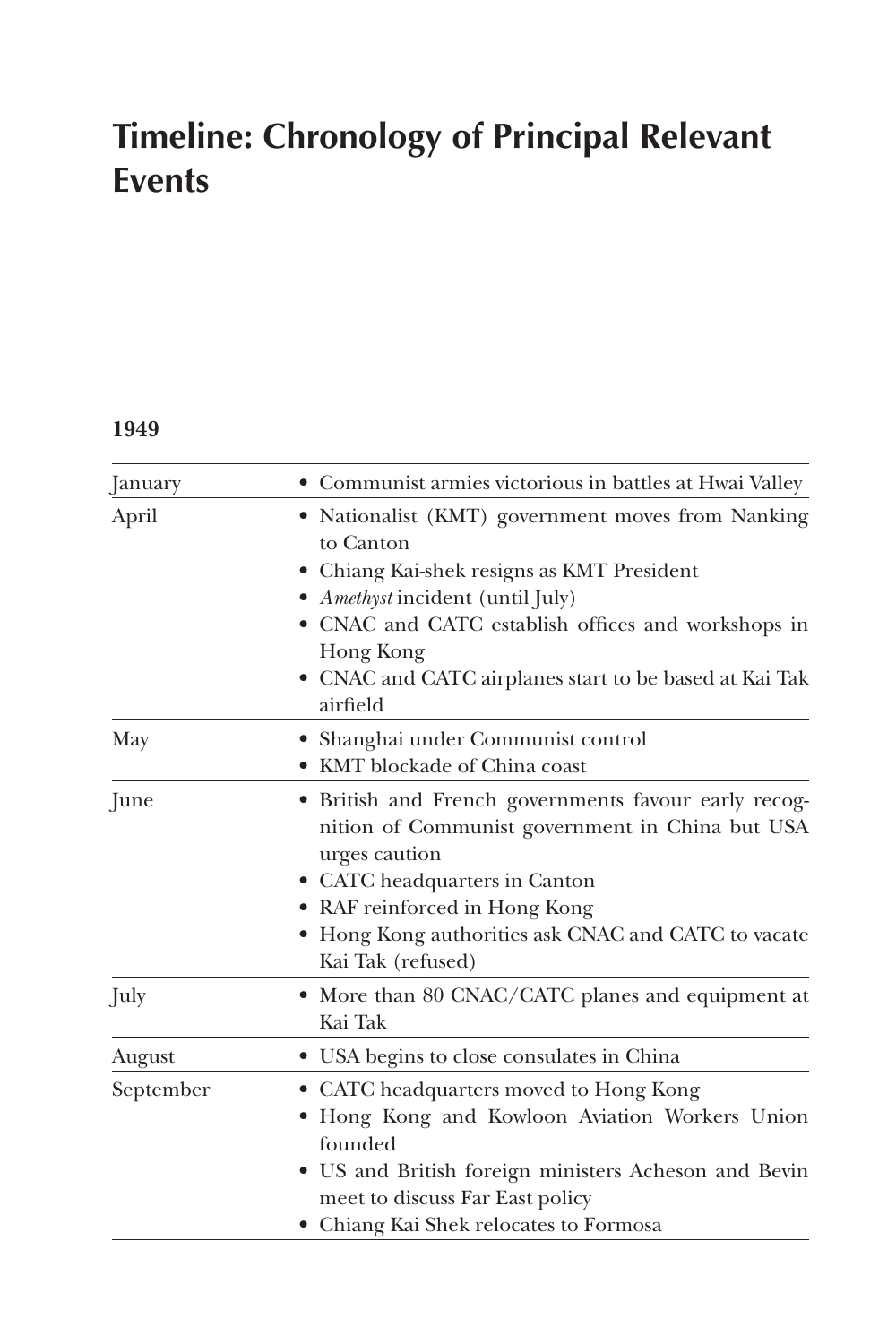# Timeline: Chronology of Principal Relevant Events

**1949**

| | |
|---|---|
| January | • Communist armies victorious in battles at Hwai Valley |
| April | • Nationalist (KMT) government moves from Nanking to Canton<br>• Chiang Kai-shek resigns as KMT President<br>• *Amethyst* incident (until July)<br>• CNAC and CATC establish offices and workshops in Hong Kong<br>• CNAC and CATC airplanes start to be based at Kai Tak airfield |
| May | • Shanghai under Communist control<br>• KMT blockade of China coast |
| June | • British and French governments favour early recognition of Communist government in China but USA urges caution<br>• CATC headquarters in Canton<br>• RAF reinforced in Hong Kong<br>• Hong Kong authorities ask CNAC and CATC to vacate Kai Tak (refused) |
| July | • More than 80 CNAC/CATC planes and equipment at Kai Tak |
| August | • USA begins to close consulates in China |
| September | • CATC headquarters moved to Hong Kong<br>• Hong Kong and Kowloon Aviation Workers Union founded<br>• US and British foreign ministers Acheson and Bevin meet to discuss Far East policy<br>• Chiang Kai Shek relocates to Formosa |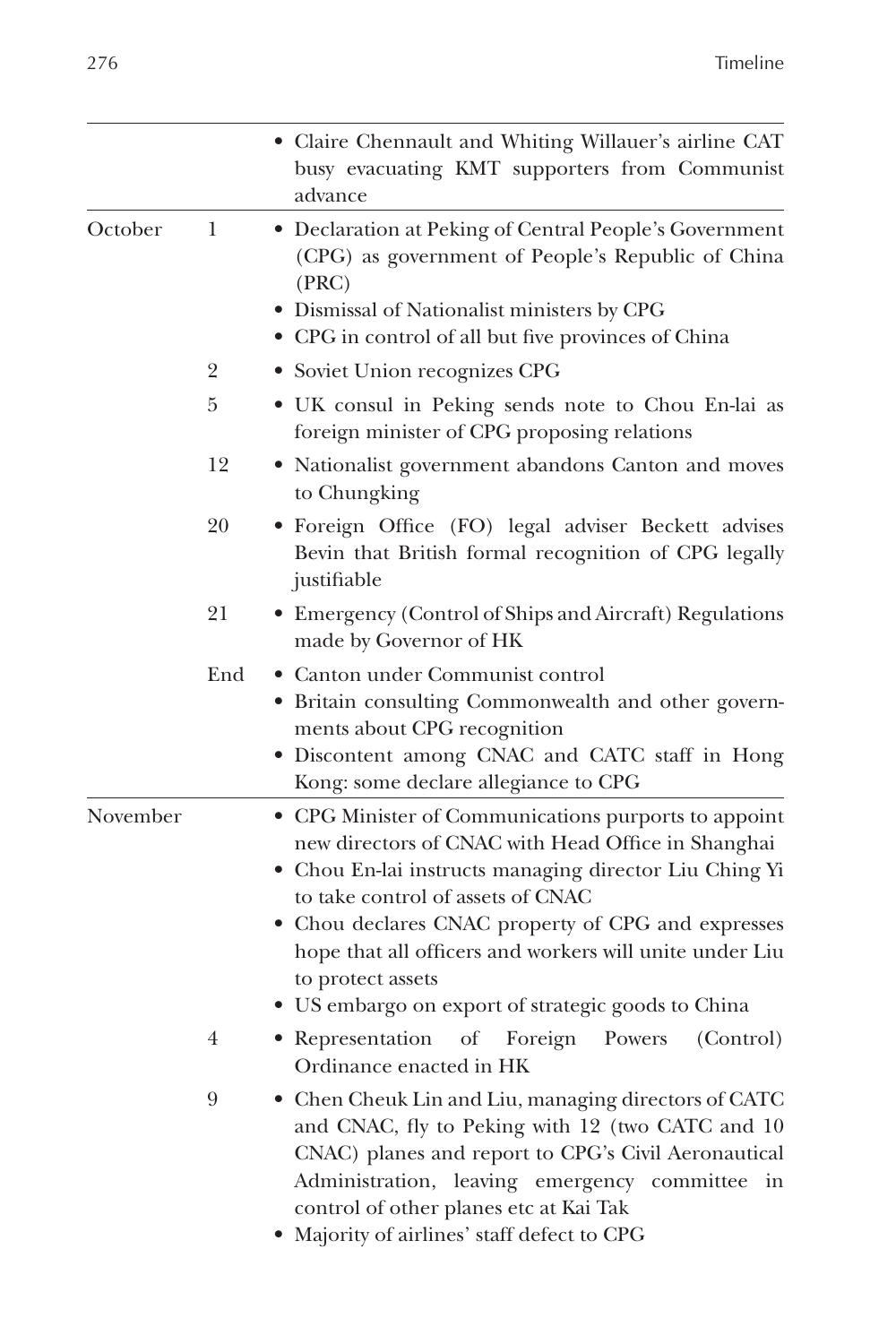| Month | Day | Event |
|---|---|---|
| | | • Claire Chennault and Whiting Willauer's airline CAT busy evacuating KMT supporters from Communist advance |
| October | 1 | • Declaration at Peking of Central People's Government (CPG) as government of People's Republic of China (PRC)<br>• Dismissal of Nationalist ministers by CPG<br>• CPG in control of all but five provinces of China |
| | 2 | • Soviet Union recognizes CPG |
| | 5 | • UK consul in Peking sends note to Chou En-lai as foreign minister of CPG proposing relations |
| | 12 | • Nationalist government abandons Canton and moves to Chungking |
| | 20 | • Foreign Office (FO) legal adviser Beckett advises Bevin that British formal recognition of CPG legally justifiable |
| | 21 | • Emergency (Control of Ships and Aircraft) Regulations made by Governor of HK |
| | End | • Canton under Communist control<br>• Britain consulting Commonwealth and other governments about CPG recognition<br>• Discontent among CNAC and CATC staff in Hong Kong: some declare allegiance to CPG |
| November | | • CPG Minister of Communications purports to appoint new directors of CNAC with Head Office in Shanghai<br>• Chou En-lai instructs managing director Liu Ching Yi to take control of assets of CNAC<br>• Chou declares CNAC property of CPG and expresses hope that all officers and workers will unite under Liu to protect assets<br>• US embargo on export of strategic goods to China |
| | 4 | • Representation of Foreign Powers (Control) Ordinance enacted in HK |
| | 9 | • Chen Cheuk Lin and Liu, managing directors of CATC and CNAC, fly to Peking with 12 (two CATC and 10 CNAC) planes and report to CPG's Civil Aeronautical Administration, leaving emergency committee in control of other planes etc at Kai Tak<br>• Majority of airlines' staff defect to CPG |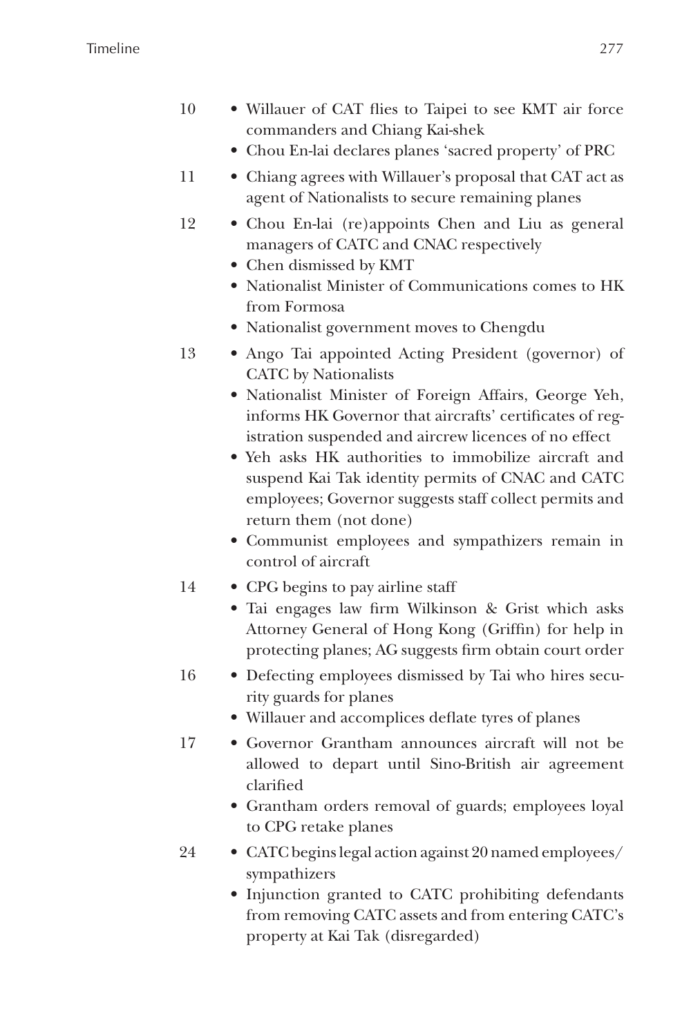10
- Willauer of CAT flies to Taipei to see KMT air force commanders and Chiang Kai-shek
- Chou En-lai declares planes 'sacred property' of PRC

11
- Chiang agrees with Willauer's proposal that CAT act as agent of Nationalists to secure remaining planes

12
- Chou En-lai (re)appoints Chen and Liu as general managers of CATC and CNAC respectively
- Chen dismissed by KMT
- Nationalist Minister of Communications comes to HK from Formosa
- Nationalist government moves to Chengdu

13
- Ango Tai appointed Acting President (governor) of CATC by Nationalists
- Nationalist Minister of Foreign Affairs, George Yeh, informs HK Governor that aircrafts' certificates of registration suspended and aircrew licences of no effect
- Yeh asks HK authorities to immobilize aircraft and suspend Kai Tak identity permits of CNAC and CATC employees; Governor suggests staff collect permits and return them (not done)
- Communist employees and sympathizers remain in control of aircraft

14
- CPG begins to pay airline staff
- Tai engages law firm Wilkinson & Grist which asks Attorney General of Hong Kong (Griffin) for help in protecting planes; AG suggests firm obtain court order

16
- Defecting employees dismissed by Tai who hires security guards for planes
- Willauer and accomplices deflate tyres of planes

17
- Governor Grantham announces aircraft will not be allowed to depart until Sino-British air agreement clarified
- Grantham orders removal of guards; employees loyal to CPG retake planes

24
- CATC begins legal action against 20 named employees/sympathizers
- Injunction granted to CATC prohibiting defendants from removing CATC assets and from entering CATC's property at Kai Tak (disregarded)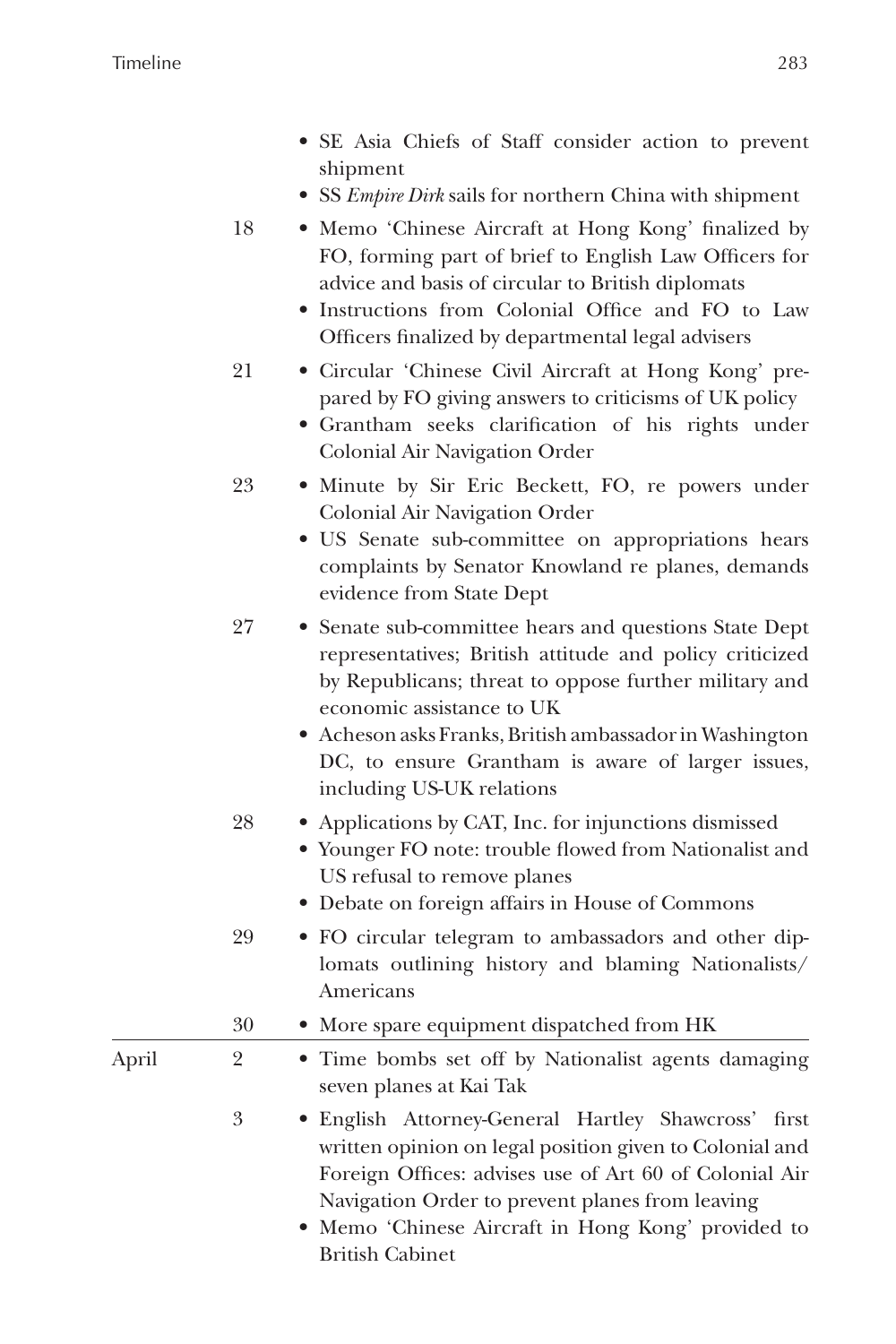| | | |
|---|---|---|
| | | • SE Asia Chiefs of Staff consider action to prevent shipment<br>• SS *Empire Dirk* sails for northern China with shipment |
| | 18 | • Memo 'Chinese Aircraft at Hong Kong' finalized by FO, forming part of brief to English Law Officers for advice and basis of circular to British diplomats<br>• Instructions from Colonial Office and FO to Law Officers finalized by departmental legal advisers |
| | 21 | • Circular 'Chinese Civil Aircraft at Hong Kong' prepared by FO giving answers to criticisms of UK policy<br>• Grantham seeks clarification of his rights under Colonial Air Navigation Order |
| | 23 | • Minute by Sir Eric Beckett, FO, re powers under Colonial Air Navigation Order<br>• US Senate sub-committee on appropriations hears complaints by Senator Knowland re planes, demands evidence from State Dept |
| | 27 | • Senate sub-committee hears and questions State Dept representatives; British attitude and policy criticized by Republicans; threat to oppose further military and economic assistance to UK<br>• Acheson asks Franks, British ambassador in Washington DC, to ensure Grantham is aware of larger issues, including US-UK relations |
| | 28 | • Applications by CAT, Inc. for injunctions dismissed<br>• Younger FO note: trouble flowed from Nationalist and US refusal to remove planes<br>• Debate on foreign affairs in House of Commons |
| | 29 | • FO circular telegram to ambassadors and other diplomats outlining history and blaming Nationalists/Americans |
| | 30 | • More spare equipment dispatched from HK |
| April | 2 | • Time bombs set off by Nationalist agents damaging seven planes at Kai Tak |
| | 3 | • English Attorney-General Hartley Shawcross' first written opinion on legal position given to Colonial and Foreign Offices: advises use of Art 60 of Colonial Air Navigation Order to prevent planes from leaving<br>• Memo 'Chinese Aircraft in Hong Kong' provided to British Cabinet |